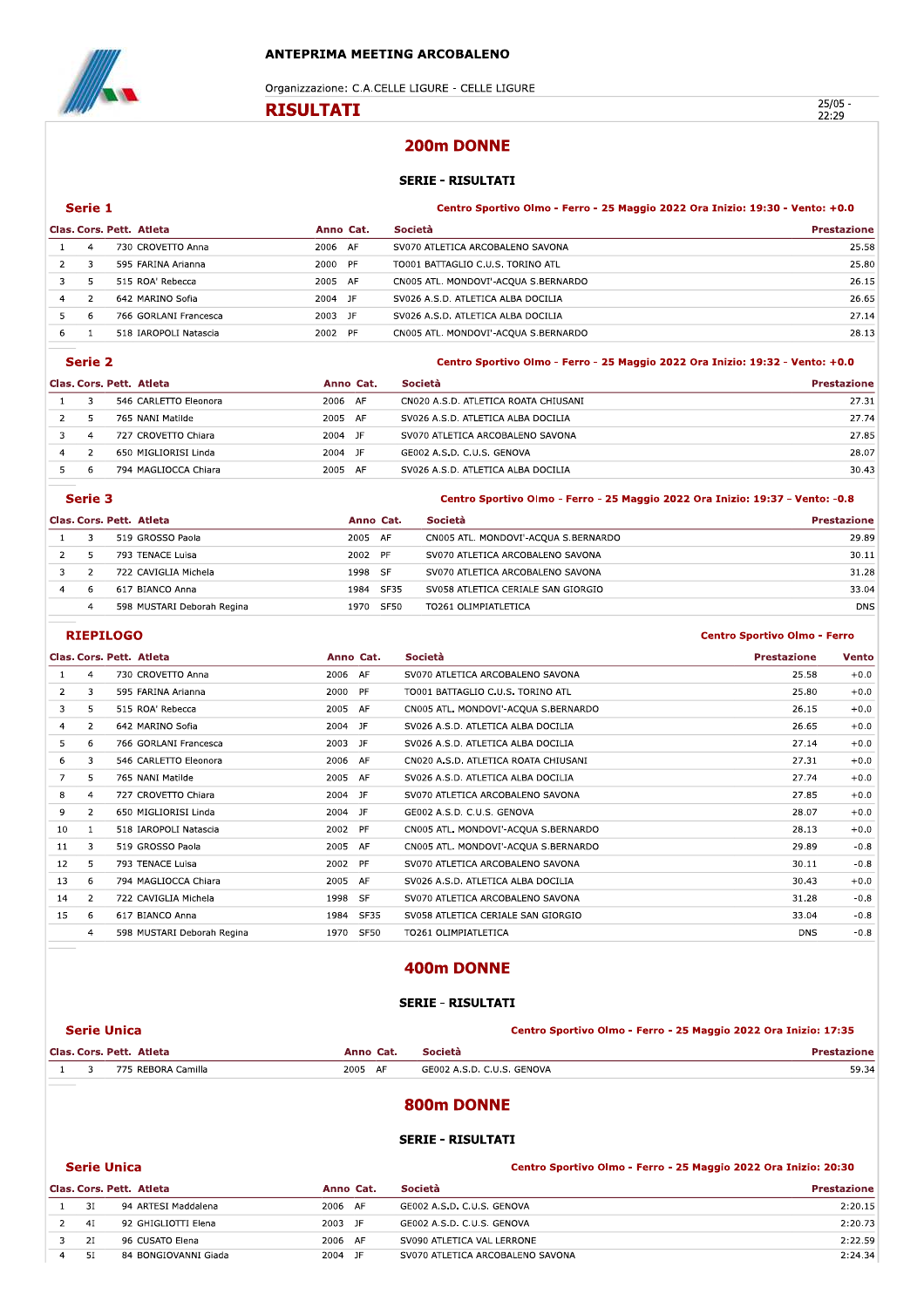# ANTEPRIMA MEETING ARCOBALENO

Organizzazione: C.A.CELLE LIGURE - CELLE LIGURE

**RISULTATI**

25/05 - 22:29

## 200m DONNE

### SERIE - RISULTATI

**Serie 1** — Centro Sportivo Olmo - Ferro - 25 Maggio 2022 Ora Inizio: 19:30 - Vento: +0.0

| Clas. | Cors. | Pett. | Atleta | Anno | Cat. | Società | Prestazione |
|---|---|---|---|---|---|---|---|
| 1 | 4 | 730 | CROVETTO Anna | 2006 | AF | SV070 ATLETICA ARCOBALENO SAVONA | 25.58 |
| 2 | 3 | 595 | FARINA Arianna | 2000 | PF | TO001 BATTAGLIO C.U.S. TORINO ATL | 25.80 |
| 3 | 5 | 515 | ROA' Rebecca | 2005 | AF | CN005 ATL. MONDOVI'-ACQUA S.BERNARDO | 26.15 |
| 4 | 2 | 642 | MARINO Sofia | 2004 | JF | SV026 A.S.D. ATLETICA ALBA DOCILIA | 26.65 |
| 5 | 6 | 766 | GORLANI Francesca | 2003 | JF | SV026 A.S.D. ATLETICA ALBA DOCILIA | 27.14 |
| 6 | 1 | 518 | IAROPOLI Natascia | 2002 | PF | CN005 ATL. MONDOVI'-ACQUA S.BERNARDO | 28.13 |

**Serie 2** — Centro Sportivo Olmo - Ferro - 25 Maggio 2022 Ora Inizio: 19:32 - Vento: +0.0

| Clas. | Cors. | Pett. | Atleta | Anno | Cat. | Società | Prestazione |
|---|---|---|---|---|---|---|---|
| 1 | 3 | 546 | CARLETTO Eleonora | 2006 | AF | CN020 A.S.D. ATLETICA ROATA CHIUSANI | 27.31 |
| 2 | 5 | 765 | NANI Matilde | 2005 | AF | SV026 A.S.D. ATLETICA ALBA DOCILIA | 27.74 |
| 3 | 4 | 727 | CROVETTO Chiara | 2004 | JF | SV070 ATLETICA ARCOBALENO SAVONA | 27.85 |
| 4 | 2 | 650 | MIGLIORISI Linda | 2004 | JF | GE002 A.S.D. C.U.S. GENOVA | 28.07 |
| 5 | 6 | 794 | MAGLIOCCA Chiara | 2005 | AF | SV026 A.S.D. ATLETICA ALBA DOCILIA | 30.43 |

**Serie 3** — Centro Sportivo Olmo - Ferro - 25 Maggio 2022 Ora Inizio: 19:37 - Vento: -0.8

| Clas. | Cors. | Pett. | Atleta | Anno | Cat. | Società | Prestazione |
|---|---|---|---|---|---|---|---|
| 1 | 3 | 519 | GROSSO Paola | 2005 | AF | CN005 ATL. MONDOVI'-ACQUA S.BERNARDO | 29.89 |
| 2 | 5 | 793 | TENACE Luisa | 2002 | PF | SV070 ATLETICA ARCOBALENO SAVONA | 30.11 |
| 3 | 2 | 722 | CAVIGLIA Michela | 1998 | SF | SV070 ATLETICA ARCOBALENO SAVONA | 31.28 |
| 4 | 6 | 617 | BIANCO Anna | 1984 | SF35 | SV058 ATLETICA CERIALE SAN GIORGIO | 33.04 |
| | 4 | 598 | MUSTARI Deborah Regina | 1970 | SF50 | TO261 OLIMPIATLETICA | DNS |

**RIEPILOGO** — Centro Sportivo Olmo - Ferro

| Clas. | Cors. | Pett. | Atleta | Anno | Cat. | Società | Prestazione | Vento |
|---|---|---|---|---|---|---|---|---|
| 1 | 4 | 730 | CROVETTO Anna | 2006 | AF | SV070 ATLETICA ARCOBALENO SAVONA | 25.58 | +0.0 |
| 2 | 3 | 595 | FARINA Arianna | 2000 | PF | TO001 BATTAGLIO C.U.S. TORINO ATL | 25.80 | +0.0 |
| 3 | 5 | 515 | ROA' Rebecca | 2005 | AF | CN005 ATL. MONDOVI'-ACQUA S.BERNARDO | 26.15 | +0.0 |
| 4 | 2 | 642 | MARINO Sofia | 2004 | JF | SV026 A.S.D. ATLETICA ALBA DOCILIA | 26.65 | +0.0 |
| 5 | 6 | 766 | GORLANI Francesca | 2003 | JF | SV026 A.S.D. ATLETICA ALBA DOCILIA | 27.14 | +0.0 |
| 6 | 3 | 546 | CARLETTO Eleonora | 2006 | AF | CN020 A.S.D. ATLETICA ROATA CHIUSANI | 27.31 | +0.0 |
| 7 | 5 | 765 | NANI Matilde | 2005 | AF | SV026 A.S.D. ATLETICA ALBA DOCILIA | 27.74 | +0.0 |
| 8 | 4 | 727 | CROVETTO Chiara | 2004 | JF | SV070 ATLETICA ARCOBALENO SAVONA | 27.85 | +0.0 |
| 9 | 2 | 650 | MIGLIORISI Linda | 2004 | JF | GE002 A.S.D. C.U.S. GENOVA | 28.07 | +0.0 |
| 10 | 1 | 518 | IAROPOLI Natascia | 2002 | PF | CN005 ATL. MONDOVI'-ACQUA S.BERNARDO | 28.13 | +0.0 |
| 11 | 3 | 519 | GROSSO Paola | 2005 | AF | CN005 ATL. MONDOVI'-ACQUA S.BERNARDO | 29.89 | -0.8 |
| 12 | 5 | 793 | TENACE Luisa | 2002 | PF | SV070 ATLETICA ARCOBALENO SAVONA | 30.11 | -0.8 |
| 13 | 6 | 794 | MAGLIOCCA Chiara | 2005 | AF | SV026 A.S.D. ATLETICA ALBA DOCILIA | 30.43 | +0.0 |
| 14 | 2 | 722 | CAVIGLIA Michela | 1998 | SF | SV070 ATLETICA ARCOBALENO SAVONA | 31.28 | -0.8 |
| 15 | 6 | 617 | BIANCO Anna | 1984 | SF35 | SV058 ATLETICA CERIALE SAN GIORGIO | 33.04 | -0.8 |
| | 4 | 598 | MUSTARI Deborah Regina | 1970 | SF50 | TO261 OLIMPIATLETICA | DNS | -0.8 |

## 400m DONNE

### SERIE - RISULTATI

**Serie Unica** — Centro Sportivo Olmo - Ferro - 25 Maggio 2022 Ora Inizio: 17:35

| Clas. | Cors. | Pett. | Atleta | Anno | Cat. | Società | Prestazione |
|---|---|---|---|---|---|---|---|
| 1 | 3 | 775 | REBORA Camilla | 2005 | AF | GE002 A.S.D. C.U.S. GENOVA | 59.34 |

## 800m DONNE

### SERIE - RISULTATI

**Serie Unica** — Centro Sportivo Olmo - Ferro - 25 Maggio 2022 Ora Inizio: 20:30

| Clas. | Cors. | Pett. | Atleta | Anno | Cat. | Società | Prestazione |
|---|---|---|---|---|---|---|---|
| 1 | 3I | 94 | ARTESI Maddalena | 2006 | AF | GE002 A.S.D. C.U.S. GENOVA | 2:20.15 |
| 2 | 4I | 92 | GHIGLIOTTI Elena | 2003 | JF | GE002 A.S.D. C.U.S. GENOVA | 2:20.73 |
| 3 | 2I | 96 | CUSATO Elena | 2006 | AF | SV090 ATLETICA VAL LERRONE | 2:22.59 |
| 4 | 5I | 84 | BONGIOVANNI Giada | 2004 | JF | SV070 ATLETICA ARCOBALENO SAVONA | 2:24.34 |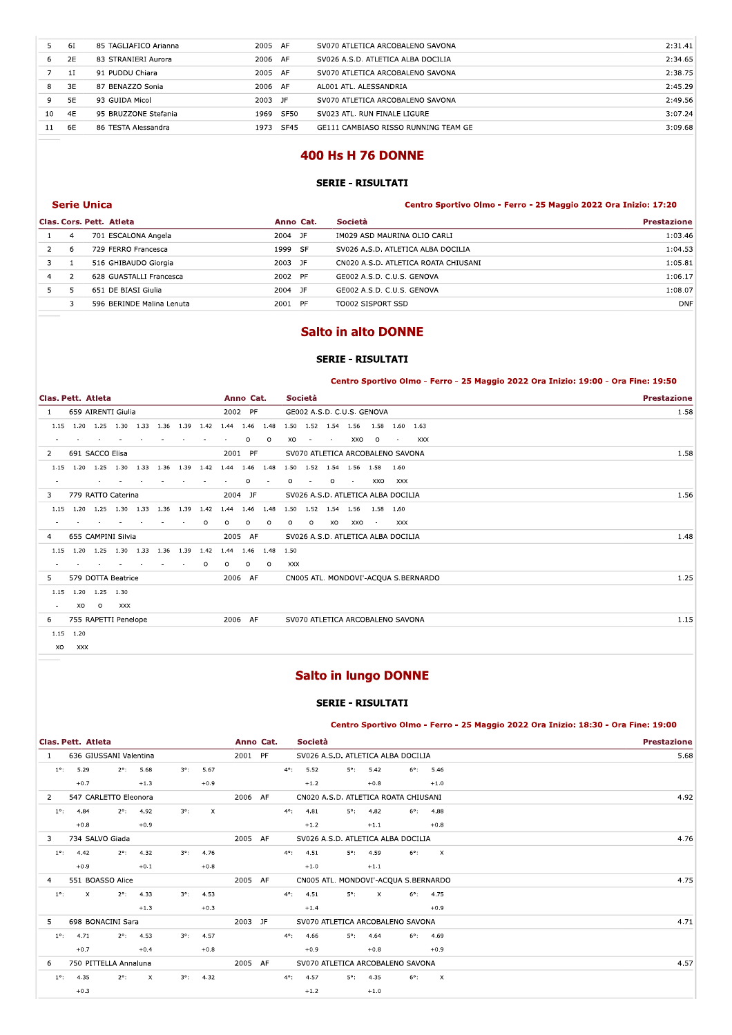| Clas. | Cors. | Pett. | Atleta | Anno | Cat. | Società | Prestazione |
|---|---|---|---|---|---|---|---|
| 5 | 6I | 85 | TAGLIAFICO Arianna | 2005 | AF | SV070 ATLETICA ARCOBALENO SAVONA | 2:31.41 |
| 6 | 2E | 83 | STRANIERI Aurora | 2006 | AF | SV026 A.S.D. ATLETICA ALBA DOCILIA | 2:34.65 |
| 7 | 1I | 91 | PUDDU Chiara | 2005 | AF | SV070 ATLETICA ARCOBALENO SAVONA | 2:38.75 |
| 8 | 3E | 87 | BENAZZO Sonia | 2006 | AF | AL001 ATL. ALESSANDRIA | 2:45.29 |
| 9 | 5E | 93 | GUIDA Micol | 2003 | JF | SV070 ATLETICA ARCOBALENO SAVONA | 2:49.56 |
| 10 | 4E | 95 | BRUZZONE Stefania | 1969 | SF50 | SV023 ATL. RUN FINALE LIGURE | 3:07.24 |
| 11 | 6E | 86 | TESTA Alessandra | 1973 | SF45 | GE111 CAMBIASO RISSO RUNNING TEAM GE | 3:09.68 |

## 400 Hs H 76 DONNE

### SERIE - RISULTATI

**Serie Unica**

**Centro Sportivo Olmo - Ferro - 25 Maggio 2022 Ora Inizio: 17:20**

| Clas. | Cors. | Pett. | Atleta | Anno | Cat. | Società | Prestazione |
|---|---|---|---|---|---|---|---|
| 1 | 4 | 701 | ESCALONA Angela | 2004 | JF | IM029 ASD MAURINA OLIO CARLI | 1:03.46 |
| 2 | 6 | 729 | FERRO Francesca | 1999 | SF | SV026 A.S.D. ATLETICA ALBA DOCILIA | 1:04.53 |
| 3 | 1 | 516 | GHIBAUDO Giorgia | 2003 | JF | CN020 A.S.D. ATLETICA ROATA CHIUSANI | 1:05.81 |
| 4 | 2 | 628 | GUASTALLI Francesca | 2002 | PF | GE002 A.S.D. C.U.S. GENOVA | 1:06.17 |
| 5 | 5 | 651 | DE BIASI Giulia | 2004 | JF | GE002 A.S.D. C.U.S. GENOVA | 1:08.07 |
| | 3 | 596 | BERINDE Malina Lenuta | 2001 | PF | TO002 SISPORT SSD | DNF |

## Salto in alto DONNE

### SERIE - RISULTATI

**Centro Sportivo Olmo - Ferro - 25 Maggio 2022 Ora Inizio: 19:00 - Ora Fine: 19:50**

| Clas. | Pett. | Atleta | Anno | Cat. | Società | Prestazione |
|---|---|---|---|---|---|---|
| 1 | 659 | AIRENTI Giulia | 2002 | PF | GE002 A.S.D. C.U.S. GENOVA | 1.58 |
| 2 | 691 | SACCO Elisa | 2001 | PF | SV070 ATLETICA ARCOBALENO SAVONA | 1.58 |
| 3 | 779 | RATTO Caterina | 2004 | JF | SV026 A.S.D. ATLETICA ALBA DOCILIA | 1.56 |
| 4 | 655 | CAMPINI Silvia | 2005 | AF | SV026 A.S.D. ATLETICA ALBA DOCILIA | 1.48 |
| 5 | 579 | DOTTA Beatrice | 2006 | AF | CN005 ATL. MONDOVI'-ACQUA S.BERNARDO | 1.25 |
| 6 | 755 | RAPETTI Penelope | 2006 | AF | SV070 ATLETICA ARCOBALENO SAVONA | 1.15 |

**1 - 659 AIRENTI Giulia**

| 1.15 | 1.20 | 1.25 | 1.30 | 1.33 | 1.36 | 1.39 | 1.42 | 1.44 | 1.46 | 1.48 | 1.50 | 1.52 | 1.54 | 1.56 | 1.58 | 1.60 | 1.63 |
|---|---|---|---|---|---|---|---|---|---|---|---|---|---|---|---|---|---|
| - | - | - | - | - | - | - | - | - | O | O | XO | - | - | XXO | O | - | XXX |

**2 - 691 SACCO Elisa**

| 1.15 | 1.20 | 1.25 | 1.30 | 1.33 | 1.36 | 1.39 | 1.42 | 1.44 | 1.46 | 1.48 | 1.50 | 1.52 | 1.54 | 1.56 | 1.58 | 1.60 |
|---|---|---|---|---|---|---|---|---|---|---|---|---|---|---|---|---|
| - | - | - | - | - | - | - | - | - | O | - | O | - | O | - | XXO | XXX |

**3 - 779 RATTO Caterina**

| 1.15 | 1.20 | 1.25 | 1.30 | 1.33 | 1.36 | 1.39 | 1.42 | 1.44 | 1.46 | 1.48 | 1.50 | 1.52 | 1.54 | 1.56 | 1.58 | 1.60 |
|---|---|---|---|---|---|---|---|---|---|---|---|---|---|---|---|---|
| - | - | - | - | - | - | - | O | O | O | O | O | O | XO | XXO | - | XXX |

**4 - 655 CAMPINI Silvia**

| 1.15 | 1.20 | 1.25 | 1.30 | 1.33 | 1.36 | 1.39 | 1.42 | 1.44 | 1.46 | 1.48 | 1.50 |
|---|---|---|---|---|---|---|---|---|---|---|---|
| - | - | - | - | - | - | - | O | O | O | O | XXX |

**5 - 579 DOTTA Beatrice**

| 1.15 | 1.20 | 1.25 | 1.30 |
|---|---|---|---|
| - | XO | O | XXX |

**6 - 755 RAPETTI Penelope**

| 1.15 | 1.20 |
|---|---|
| XO | XXX |

## Salto in lungo DONNE

### SERIE - RISULTATI

**Centro Sportivo Olmo - Ferro - 25 Maggio 2022 Ora Inizio: 18:30 - Ora Fine: 19:00**

| Clas. | Pett. | Atleta | Anno | Cat. | Società | 1° | 2° | 3° | 4° | 5° | 6° | Prestazione |
|---|---|---|---|---|---|---|---|---|---|---|---|---|
| 1 | 636 | GIUSSANI Valentina | 2001 | PF | SV026 A.S.D. ATLETICA ALBA DOCILIA | 5.29 (+0.7) | 5.68 (+1.3) | 5.67 (+0.9) | 5.52 (+1.2) | 5.42 (+0.8) | 5.46 (+1.0) | 5.68 |
| 2 | 547 | CARLETTO Eleonora | 2006 | AF | CN020 A.S.D. ATLETICA ROATA CHIUSANI | 4.84 (+0.8) | 4.92 (+0.9) | X | 4.81 (+1.2) | 4.82 (+1.1) | 4.88 (+0.8) | 4.92 |
| 3 | 734 | SALVO Giada | 2005 | AF | SV026 A.S.D. ATLETICA ALBA DOCILIA | 4.42 (+0.9) | 4.32 (+0.1) | 4.76 (+0.8) | 4.51 (+1.0) | 4.59 (+1.1) | X | 4.76 |
| 4 | 551 | BOASSO Alice | 2005 | AF | CN005 ATL. MONDOVI'-ACQUA S.BERNARDO | X | 4.33 (+1.3) | 4.53 (+0.3) | 4.51 (+1.4) | X | 4.75 (+0.9) | 4.75 |
| 5 | 698 | BONACINI Sara | 2003 | JF | SV070 ATLETICA ARCOBALENO SAVONA | 4.71 (+0.7) | 4.53 (+0.4) | 4.57 (+0.8) | 4.66 (+0.9) | 4.64 (+0.8) | 4.69 (+0.9) | 4.71 |
| 6 | 750 | PITTELLA Annaluna | 2005 | AF | SV070 ATLETICA ARCOBALENO SAVONA | 4.35 (+0.3) | X | 4.32 | 4.57 (+1.2) | 4.35 (+1.0) | X | 4.57 |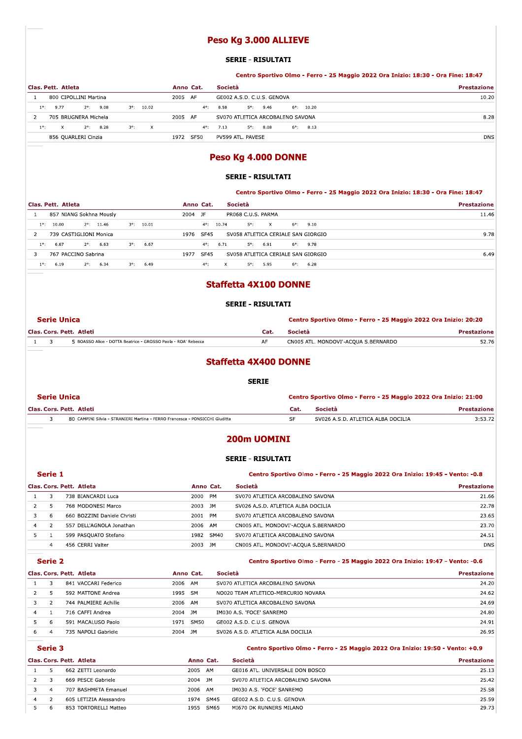## Peso Kg 3.000 ALLIEVE

### SERIE - RISULTATI

**Centro Sportivo Olmo - Ferro - 25 Maggio 2022 Ora Inizio: 18:30 - Ora Fine: 18:47**

| Clas. | Pett. | Atleta | Anno | Cat. | Società | Prestazione |
|---|---|---|---|---|---|---|
| 1 | 800 | CIPOLLINI Martina | 2005 | AF | GE002 A.S.D. C.U.S. GENOVA | 10.20 |
| | | 1°: 9.77 2°: 9.08 3°: 10.02 | | | 4°: 8.58 5°: 9.46 6°: 10.20 | |
| 2 | 705 | BRUGNERA Michela | 2005 | AF | SV070 ATLETICA ARCOBALENO SAVONA | 8.28 |
| | | 1°: X 2°: 8.28 3°: X | | | 4°: 7.13 5°: 8.08 6°: 8.13 | |
| | 856 | QUARLERI Cinzia | 1972 | SF50 | PV599 ATL. PAVESE | DNS |

## Peso Kg 4.000 DONNE

### SERIE - RISULTATI

**Centro Sportivo Olmo - Ferro - 25 Maggio 2022 Ora Inizio: 18:30 - Ora Fine: 18:47**

| Clas. | Pett. | Atleta | Anno | Cat. | Società | Prestazione |
|---|---|---|---|---|---|---|
| 1 | 857 | NIANG Sokhna Mously | 2004 | JF | PR068 C.U.S. PARMA | 11.46 |
| | | 1°: 10.00 2°: 11.46 3°: 10.01 | | | 4°: 10.74 5°: X 6°: 9.10 | |
| 2 | 739 | CASTIGLIONI Monica | 1976 | SF45 | SV058 ATLETICA CERIALE SAN GIORGIO | 9.78 |
| | | 1°: 6.67 2°: 6.63 3°: 6.67 | | | 4°: 6.71 5°: 6.91 6°: 9.78 | |
| 3 | 767 | PACCINO Sabrina | 1977 | SF45 | SV058 ATLETICA CERIALE SAN GIORGIO | 6.49 |
| | | 1°: 6.19 2°: 6.34 3°: 6.49 | | | 4°: X 5°: 5.95 6°: 6.28 | |

## Staffetta 4X100 DONNE

### SERIE - RISULTATI

**Serie Unica** — **Centro Sportivo Olmo - Ferro - 25 Maggio 2022 Ora Inizio: 20:20**

| Clas. | Cors. | Pett. | Atleti | Cat. | Società | Prestazione |
|---|---|---|---|---|---|---|
| 1 | 3 | 5 | BOASSO Alice - DOTTA Beatrice - GROSSO Paola - ROA' Rebecca | AF | CN005 ATL. MONDOVI'-ACQUA S.BERNARDO | 52.76 |

## Staffetta 4X400 DONNE

### SERIE

**Serie Unica** — **Centro Sportivo Olmo - Ferro - 25 Maggio 2022 Ora Inizio: 21:00**

| Clas. | Cors. | Pett. | Atleti | Cat. | Società | Prestazione |
|---|---|---|---|---|---|---|
| | 3 | 80 | CAMPINI Silvia - STRANIERI Martina - FERRO Francesca - PONSICCHI Giuditta | SF | SV026 A.S.D. ATLETICA ALBA DOCILIA | 3:53.72 |

## 200m UOMINI

### SERIE - RISULTATI

**Serie 1** — **Centro Sportivo Olmo - Ferro - 25 Maggio 2022 Ora Inizio: 19:45 - Vento: -0.8**

| Clas. | Cors. | Pett. | Atleta | Anno | Cat. | Società | Prestazione |
|---|---|---|---|---|---|---|---|
| 1 | 3 | 738 | BIANCARDI Luca | 2000 | PM | SV070 ATLETICA ARCOBALENO SAVONA | 21.66 |
| 2 | 5 | 768 | MODONESI Marco | 2003 | JM | SV026 A.S.D. ATLETICA ALBA DOCILIA | 22.78 |
| 3 | 6 | 660 | BOZZINI Daniele Christi | 2001 | PM | SV070 ATLETICA ARCOBALENO SAVONA | 23.65 |
| 4 | 2 | 557 | DELL'AGNOLA Jonathan | 2006 | AM | CN005 ATL. MONDOVI'-ACQUA S.BERNARDO | 23.70 |
| 5 | 1 | 599 | PASQUATO Stefano | 1982 | SM40 | SV070 ATLETICA ARCOBALENO SAVONA | 24.51 |
| | 4 | 456 | CERRI Valter | 2003 | JM | CN005 ATL. MONDOVI'-ACQUA S.BERNARDO | DNS |

**Serie 2** — **Centro Sportivo Olmo - Ferro - 25 Maggio 2022 Ora Inizio: 19:47 - Vento: -0.6**

| Clas. | Cors. | Pett. | Atleta | Anno | Cat. | Società | Prestazione |
|---|---|---|---|---|---|---|---|
| 1 | 3 | 841 | VACCARI Federico | 2006 | AM | SV070 ATLETICA ARCOBALENO SAVONA | 24.20 |
| 2 | 5 | 592 | MATTONE Andrea | 1995 | SM | NO020 TEAM ATLETICO-MERCURIO NOVARA | 24.62 |
| 3 | 2 | 744 | PALMIERE Achille | 2006 | AM | SV070 ATLETICA ARCOBALENO SAVONA | 24.69 |
| 4 | 1 | 716 | CAFFI Andrea | 2004 | JM | IM030 A.S. 'FOCE' SANREMO | 24.80 |
| 5 | 6 | 591 | MACALUSO Paolo | 1971 | SM50 | GE002 A.S.D. C.U.S. GENOVA | 24.91 |
| 6 | 4 | 735 | NAPOLI Gabriele | 2004 | JM | SV026 A.S.D. ATLETICA ALBA DOCILIA | 26.95 |

**Serie 3** — **Centro Sportivo Olmo - Ferro - 25 Maggio 2022 Ora Inizio: 19:50 - Vento: +0.9**

| Clas. | Cors. | Pett. | Atleta | Anno | Cat. | Società | Prestazione |
|---|---|---|---|---|---|---|---|
| 1 | 5 | 662 | ZETTI Leonardo | 2005 | AM | GE016 ATL. UNIVERSALE DON BOSCO | 25.13 |
| 2 | 3 | 669 | PESCE Gabriele | 2004 | JM | SV070 ATLETICA ARCOBALENO SAVONA | 25.42 |
| 3 | 4 | 707 | BASHMETA Emanuel | 2006 | AM | IM030 A.S. 'FOCE' SANREMO | 25.58 |
| 4 | 2 | 605 | LETIZIA Alessandro | 1974 | SM45 | GE002 A.S.D. C.U.S. GENOVA | 25.59 |
| 5 | 6 | 853 | TORTORELLI Matteo | 1955 | SM65 | MI670 DK RUNNERS MILANO | 29.73 |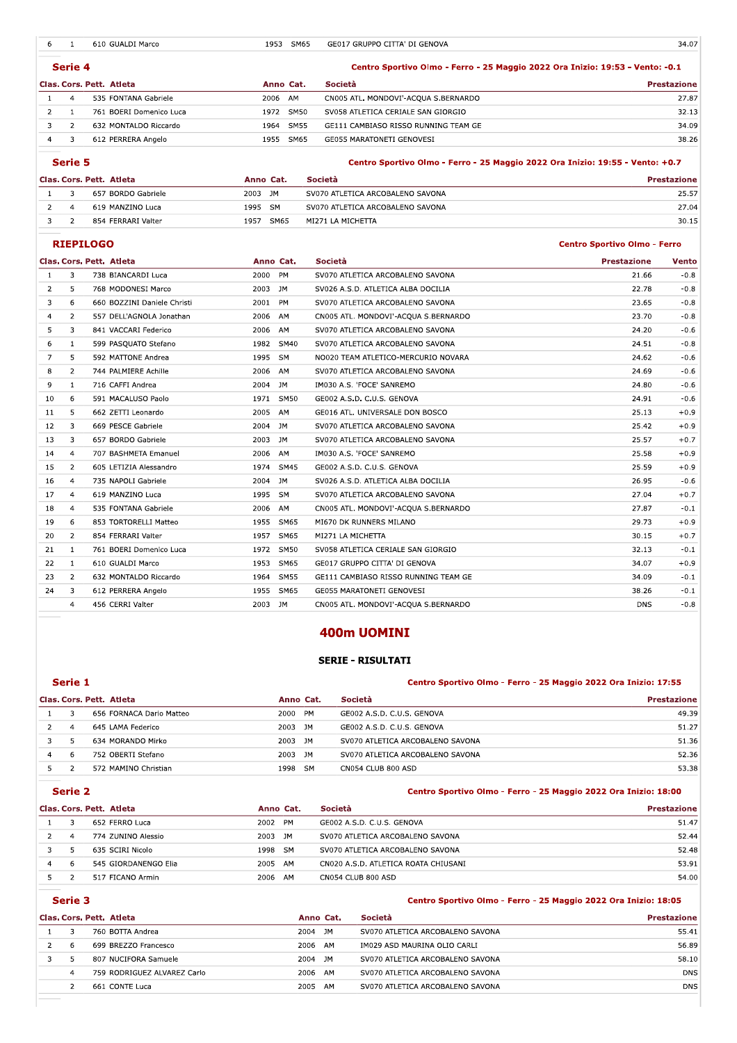| Clas. | Cors. | Pett. | Atleta | Anno | Cat. | Società | Prestazione |
|---|---|---|---|---|---|---|---|
| 6 | 1 | 610 | GUALDI Marco | 1953 | SM65 | GE017 GRUPPO CITTA' DI GENOVA | 34.07 |

### Serie 4

**Centro Sportivo Olmo - Ferro - 25 Maggio 2022 Ora Inizio: 19:53 - Vento: -0.1**

| Clas. | Cors. | Pett. | Atleta | Anno | Cat. | Società | Prestazione |
|---|---|---|---|---|---|---|---|
| 1 | 4 | 535 | FONTANA Gabriele | 2006 | AM | CN005 ATL. MONDOVI'-ACQUA S.BERNARDO | 27.87 |
| 2 | 1 | 761 | BOERI Domenico Luca | 1972 | SM50 | SV058 ATLETICA CERIALE SAN GIORGIO | 32.13 |
| 3 | 2 | 632 | MONTALDO Riccardo | 1964 | SM55 | GE111 CAMBIASO RISSO RUNNING TEAM GE | 34.09 |
| 4 | 3 | 612 | PERRERA Angelo | 1955 | SM65 | GE055 MARATONETI GENOVESI | 38.26 |

### Serie 5

**Centro Sportivo Olmo - Ferro - 25 Maggio 2022 Ora Inizio: 19:55 - Vento: +0.7**

| Clas. | Cors. | Pett. | Atleta | Anno | Cat. | Società | Prestazione |
|---|---|---|---|---|---|---|---|
| 1 | 3 | 657 | BORDO Gabriele | 2003 | JM | SV070 ATLETICA ARCOBALENO SAVONA | 25.57 |
| 2 | 4 | 619 | MANZINO Luca | 1995 | SM | SV070 ATLETICA ARCOBALENO SAVONA | 27.04 |
| 3 | 2 | 854 | FERRARI Valter | 1957 | SM65 | MI271 LA MICHETTA | 30.15 |

### RIEPILOGO

**Centro Sportivo Olmo - Ferro**

| Clas. | Cors. | Pett. | Atleta | Anno | Cat. | Società | Prestazione | Vento |
|---|---|---|---|---|---|---|---|---|
| 1 | 3 | 738 | BIANCARDI Luca | 2000 | PM | SV070 ATLETICA ARCOBALENO SAVONA | 21.66 | -0.8 |
| 2 | 5 | 768 | MODONESI Marco | 2003 | JM | SV026 A.S.D. ATLETICA ALBA DOCILIA | 22.78 | -0.8 |
| 3 | 6 | 660 | BOZZINI Daniele Christi | 2001 | PM | SV070 ATLETICA ARCOBALENO SAVONA | 23.65 | -0.8 |
| 4 | 2 | 557 | DELL'AGNOLA Jonathan | 2006 | AM | CN005 ATL. MONDOVI'-ACQUA S.BERNARDO | 23.70 | -0.8 |
| 5 | 3 | 841 | VACCARI Federico | 2006 | AM | SV070 ATLETICA ARCOBALENO SAVONA | 24.20 | -0.6 |
| 6 | 1 | 599 | PASQUATO Stefano | 1982 | SM40 | SV070 ATLETICA ARCOBALENO SAVONA | 24.51 | -0.8 |
| 7 | 5 | 592 | MATTONE Andrea | 1995 | SM | NO020 TEAM ATLETICO-MERCURIO NOVARA | 24.62 | -0.6 |
| 8 | 2 | 744 | PALMIERE Achille | 2006 | AM | SV070 ATLETICA ARCOBALENO SAVONA | 24.69 | -0.6 |
| 9 | 1 | 716 | CAFFI Andrea | 2004 | JM | IM030 A.S. 'FOCE' SANREMO | 24.80 | -0.6 |
| 10 | 6 | 591 | MACALUSO Paolo | 1971 | SM50 | GE002 A.S.D. C.U.S. GENOVA | 24.91 | -0.6 |
| 11 | 5 | 662 | ZETTI Leonardo | 2005 | AM | GE016 ATL. UNIVERSALE DON BOSCO | 25.13 | +0.9 |
| 12 | 3 | 669 | PESCE Gabriele | 2004 | JM | SV070 ATLETICA ARCOBALENO SAVONA | 25.42 | +0.9 |
| 13 | 3 | 657 | BORDO Gabriele | 2003 | JM | SV070 ATLETICA ARCOBALENO SAVONA | 25.57 | +0.7 |
| 14 | 4 | 707 | BASHMETA Emanuel | 2006 | AM | IM030 A.S. 'FOCE' SANREMO | 25.58 | +0.9 |
| 15 | 2 | 605 | LETIZIA Alessandro | 1974 | SM45 | GE002 A.S.D. C.U.S. GENOVA | 25.59 | +0.9 |
| 16 | 4 | 735 | NAPOLI Gabriele | 2004 | JM | SV026 A.S.D. ATLETICA ALBA DOCILIA | 26.95 | -0.6 |
| 17 | 4 | 619 | MANZINO Luca | 1995 | SM | SV070 ATLETICA ARCOBALENO SAVONA | 27.04 | +0.7 |
| 18 | 4 | 535 | FONTANA Gabriele | 2006 | AM | CN005 ATL. MONDOVI'-ACQUA S.BERNARDO | 27.87 | -0.1 |
| 19 | 6 | 853 | TORTORELLI Matteo | 1955 | SM65 | MI670 DK RUNNERS MILANO | 29.73 | +0.9 |
| 20 | 2 | 854 | FERRARI Valter | 1957 | SM65 | MI271 LA MICHETTA | 30.15 | +0.7 |
| 21 | 1 | 761 | BOERI Domenico Luca | 1972 | SM50 | SV058 ATLETICA CERIALE SAN GIORGIO | 32.13 | -0.1 |
| 22 | 1 | 610 | GUALDI Marco | 1953 | SM65 | GE017 GRUPPO CITTA' DI GENOVA | 34.07 | +0.9 |
| 23 | 2 | 632 | MONTALDO Riccardo | 1964 | SM55 | GE111 CAMBIASO RISSO RUNNING TEAM GE | 34.09 | -0.1 |
| 24 | 3 | 612 | PERRERA Angelo | 1955 | SM65 | GE055 MARATONETI GENOVESI | 38.26 | -0.1 |
| | 4 | 456 | CERRI Valter | 2003 | JM | CN005 ATL. MONDOVI'-ACQUA S.BERNARDO | DNS | -0.8 |

# 400m UOMINI

## SERIE - RISULTATI

### Serie 1

**Centro Sportivo Olmo - Ferro - 25 Maggio 2022 Ora Inizio: 17:55**

| Clas. | Cors. | Pett. | Atleta | Anno | Cat. | Società | Prestazione |
|---|---|---|---|---|---|---|---|
| 1 | 3 | 656 | FORNACA Dario Matteo | 2000 | PM | GE002 A.S.D. C.U.S. GENOVA | 49.39 |
| 2 | 4 | 645 | LAMA Federico | 2003 | JM | GE002 A.S.D. C.U.S. GENOVA | 51.27 |
| 3 | 5 | 634 | MORANDO Mirko | 2003 | JM | SV070 ATLETICA ARCOBALENO SAVONA | 51.36 |
| 4 | 6 | 752 | OBERTI Stefano | 2003 | JM | SV070 ATLETICA ARCOBALENO SAVONA | 52.36 |
| 5 | 2 | 572 | MAMINO Christian | 1998 | SM | CN054 CLUB 800 ASD | 53.38 |

### Serie 2

**Centro Sportivo Olmo - Ferro - 25 Maggio 2022 Ora Inizio: 18:00**

| Clas. | Cors. | Pett. | Atleta | Anno | Cat. | Società | Prestazione |
|---|---|---|---|---|---|---|---|
| 1 | 3 | 652 | FERRO Luca | 2002 | PM | GE002 A.S.D. C.U.S. GENOVA | 51.47 |
| 2 | 4 | 774 | ZUNINO Alessio | 2003 | JM | SV070 ATLETICA ARCOBALENO SAVONA | 52.44 |
| 3 | 5 | 635 | SCIRI Nicolo | 1998 | SM | SV070 ATLETICA ARCOBALENO SAVONA | 52.48 |
| 4 | 6 | 545 | GIORDANENGO Elia | 2005 | AM | CN020 A.S.D. ATLETICA ROATA CHIUSANI | 53.91 |
| 5 | 2 | 517 | FICANO Armin | 2006 | AM | CN054 CLUB 800 ASD | 54.00 |

### Serie 3

**Centro Sportivo Olmo - Ferro - 25 Maggio 2022 Ora Inizio: 18:05**

| Clas. | Cors. | Pett. | Atleta | Anno | Cat. | Società | Prestazione |
|---|---|---|---|---|---|---|---|
| 1 | 3 | 760 | BOTTA Andrea | 2004 | JM | SV070 ATLETICA ARCOBALENO SAVONA | 55.41 |
| 2 | 6 | 699 | BREZZO Francesco | 2006 | AM | IM029 ASD MAURINA OLIO CARLI | 56.89 |
| 3 | 5 | 807 | NUCIFORA Samuele | 2004 | JM | SV070 ATLETICA ARCOBALENO SAVONA | 58.10 |
| | 4 | 759 | RODRIGUEZ ALVAREZ Carlo | 2006 | AM | SV070 ATLETICA ARCOBALENO SAVONA | DNS |
| | 2 | 661 | CONTE Luca | 2005 | AM | SV070 ATLETICA ARCOBALENO SAVONA | DNS |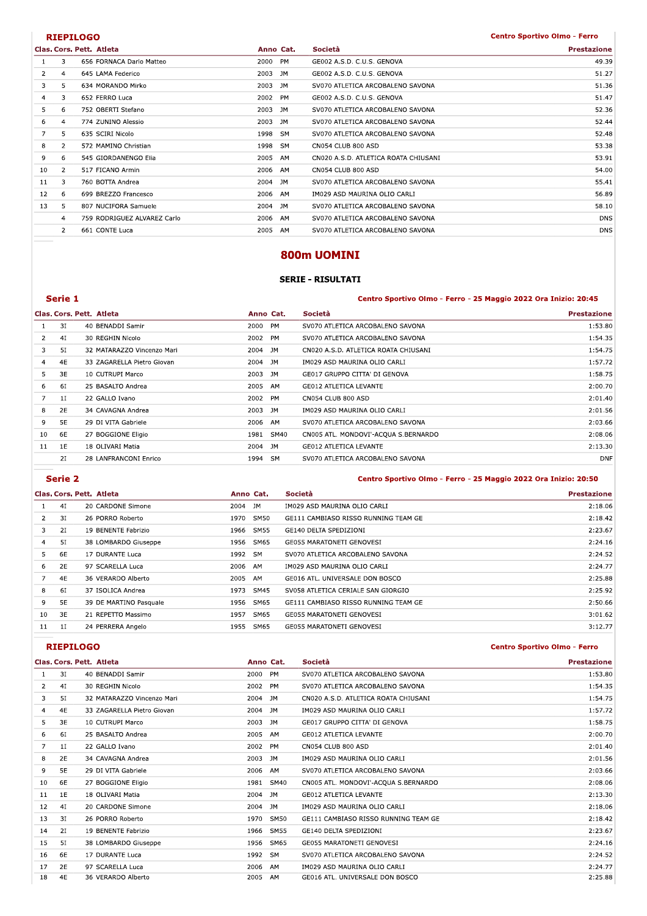### RIEPILOGO

Centro Sportivo Olmo - Ferro

| Clas. | Cors. | Pett. | Atleta | Anno | Cat. | Società | Prestazione |
|---|---|---|---|---|---|---|---|
| 1 | 3 | 656 | FORNACA Dario Matteo | 2000 | PM | GE002 A.S.D. C.U.S. GENOVA | 49.39 |
| 2 | 4 | 645 | LAMA Federico | 2003 | JM | GE002 A.S.D. C.U.S. GENOVA | 51.27 |
| 3 | 5 | 634 | MORANDO Mirko | 2003 | JM | SV070 ATLETICA ARCOBALENO SAVONA | 51.36 |
| 4 | 3 | 652 | FERRO Luca | 2002 | PM | GE002 A.S.D. C.U.S. GENOVA | 51.47 |
| 5 | 6 | 752 | OBERTI Stefano | 2003 | JM | SV070 ATLETICA ARCOBALENO SAVONA | 52.36 |
| 6 | 4 | 774 | ZUNINO Alessio | 2003 | JM | SV070 ATLETICA ARCOBALENO SAVONA | 52.44 |
| 7 | 5 | 635 | SCIRI Nicolo | 1998 | SM | SV070 ATLETICA ARCOBALENO SAVONA | 52.48 |
| 8 | 2 | 572 | MAMINO Christian | 1998 | SM | CN054 CLUB 800 ASD | 53.38 |
| 9 | 6 | 545 | GIORDANENGO Elia | 2005 | AM | CN020 A.S.D. ATLETICA ROATA CHIUSANI | 53.91 |
| 10 | 2 | 517 | FICANO Armin | 2006 | AM | CN054 CLUB 800 ASD | 54.00 |
| 11 | 3 | 760 | BOTTA Andrea | 2004 | JM | SV070 ATLETICA ARCOBALENO SAVONA | 55.41 |
| 12 | 6 | 699 | BREZZO Francesco | 2006 | AM | IM029 ASD MAURINA OLIO CARLI | 56.89 |
| 13 | 5 | 807 | NUCIFORA Samuele | 2004 | JM | SV070 ATLETICA ARCOBALENO SAVONA | 58.10 |
|  | 4 | 759 | RODRIGUEZ ALVAREZ Carlo | 2006 | AM | SV070 ATLETICA ARCOBALENO SAVONA | DNS |
|  | 2 | 661 | CONTE Luca | 2005 | AM | SV070 ATLETICA ARCOBALENO SAVONA | DNS |

## 800m UOMINI

### SERIE - RISULTATI

### Serie 1

Centro Sportivo Olmo - Ferro - 25 Maggio 2022 Ora Inizio: 20:45

| Clas. | Cors. | Pett. | Atleta | Anno | Cat. | Società | Prestazione |
|---|---|---|---|---|---|---|---|
| 1 | 3I | 40 | BENADDI Samir | 2000 | PM | SV070 ATLETICA ARCOBALENO SAVONA | 1:53.80 |
| 2 | 4I | 30 | REGHIN Nicolo | 2002 | PM | SV070 ATLETICA ARCOBALENO SAVONA | 1:54.35 |
| 3 | 5I | 32 | MATARAZZO Vincenzo Mari | 2004 | JM | CN020 A.S.D. ATLETICA ROATA CHIUSANI | 1:54.75 |
| 4 | 4E | 33 | ZAGARELLA Pietro Giovan | 2004 | JM | IM029 ASD MAURINA OLIO CARLI | 1:57.72 |
| 5 | 3E | 10 | CUTRUPI Marco | 2003 | JM | GE017 GRUPPO CITTA' DI GENOVA | 1:58.75 |
| 6 | 6I | 25 | BASALTO Andrea | 2005 | AM | GE012 ATLETICA LEVANTE | 2:00.70 |
| 7 | 1I | 22 | GALLO Ivano | 2002 | PM | CN054 CLUB 800 ASD | 2:01.40 |
| 8 | 2E | 34 | CAVAGNA Andrea | 2003 | JM | IM029 ASD MAURINA OLIO CARLI | 2:01.56 |
| 9 | 5E | 29 | DI VITA Gabriele | 2006 | AM | SV070 ATLETICA ARCOBALENO SAVONA | 2:03.66 |
| 10 | 6E | 27 | BOGGIONE Eligio | 1981 | SM40 | CN005 ATL. MONDOVI'-ACQUA S.BERNARDO | 2:08.06 |
| 11 | 1E | 18 | OLIVARI Matia | 2004 | JM | GE012 ATLETICA LEVANTE | 2:13.30 |
|  | 2I | 28 | LANFRANCONI Enrico | 1994 | SM | SV070 ATLETICA ARCOBALENO SAVONA | DNF |

### Serie 2

Centro Sportivo Olmo - Ferro - 25 Maggio 2022 Ora Inizio: 20:50

| Clas. | Cors. | Pett. | Atleta | Anno | Cat. | Società | Prestazione |
|---|---|---|---|---|---|---|---|
| 1 | 4I | 20 | CARDONE Simone | 2004 | JM | IM029 ASD MAURINA OLIO CARLI | 2:18.06 |
| 2 | 3I | 26 | PORRO Roberto | 1970 | SM50 | GE111 CAMBIASO RISSO RUNNING TEAM GE | 2:18.42 |
| 3 | 2I | 19 | BENENTE Fabrizio | 1966 | SM55 | GE140 DELTA SPEDIZIONI | 2:23.67 |
| 4 | 5I | 38 | LOMBARDO Giuseppe | 1956 | SM65 | GE055 MARATONETI GENOVESI | 2:24.16 |
| 5 | 6E | 17 | DURANTE Luca | 1992 | SM | SV070 ATLETICA ARCOBALENO SAVONA | 2:24.52 |
| 6 | 2E | 97 | SCARELLA Luca | 2006 | AM | IM029 ASD MAURINA OLIO CARLI | 2:24.77 |
| 7 | 4E | 36 | VERARDO Alberto | 2005 | AM | GE016 ATL. UNIVERSALE DON BOSCO | 2:25.88 |
| 8 | 6I | 37 | ISOLICA Andrea | 1973 | SM45 | SV058 ATLETICA CERIALE SAN GIORGIO | 2:25.92 |
| 9 | 5E | 39 | DE MARTINO Pasquale | 1956 | SM65 | GE111 CAMBIASO RISSO RUNNING TEAM GE | 2:50.66 |
| 10 | 3E | 21 | REPETTO Massimo | 1957 | SM65 | GE055 MARATONETI GENOVESI | 3:01.62 |
| 11 | 1I | 24 | PERRERA Angelo | 1955 | SM65 | GE055 MARATONETI GENOVESI | 3:12.77 |

### RIEPILOGO

Centro Sportivo Olmo - Ferro

| Clas. | Cors. | Pett. | Atleta | Anno | Cat. | Società | Prestazione |
|---|---|---|---|---|---|---|---|
| 1 | 3I | 40 | BENADDI Samir | 2000 | PM | SV070 ATLETICA ARCOBALENO SAVONA | 1:53.80 |
| 2 | 4I | 30 | REGHIN Nicolo | 2002 | PM | SV070 ATLETICA ARCOBALENO SAVONA | 1:54.35 |
| 3 | 5I | 32 | MATARAZZO Vincenzo Mari | 2004 | JM | CN020 A.S.D. ATLETICA ROATA CHIUSANI | 1:54.75 |
| 4 | 4E | 33 | ZAGARELLA Pietro Giovan | 2004 | JM | IM029 ASD MAURINA OLIO CARLI | 1:57.72 |
| 5 | 3E | 10 | CUTRUPI Marco | 2003 | JM | GE017 GRUPPO CITTA' DI GENOVA | 1:58.75 |
| 6 | 6I | 25 | BASALTO Andrea | 2005 | AM | GE012 ATLETICA LEVANTE | 2:00.70 |
| 7 | 1I | 22 | GALLO Ivano | 2002 | PM | CN054 CLUB 800 ASD | 2:01.40 |
| 8 | 2E | 34 | CAVAGNA Andrea | 2003 | JM | IM029 ASD MAURINA OLIO CARLI | 2:01.56 |
| 9 | 5E | 29 | DI VITA Gabriele | 2006 | AM | SV070 ATLETICA ARCOBALENO SAVONA | 2:03.66 |
| 10 | 6E | 27 | BOGGIONE Eligio | 1981 | SM40 | CN005 ATL. MONDOVI'-ACQUA S.BERNARDO | 2:08.06 |
| 11 | 1E | 18 | OLIVARI Matia | 2004 | JM | GE012 ATLETICA LEVANTE | 2:13.30 |
| 12 | 4I | 20 | CARDONE Simone | 2004 | JM | IM029 ASD MAURINA OLIO CARLI | 2:18.06 |
| 13 | 3I | 26 | PORRO Roberto | 1970 | SM50 | GE111 CAMBIASO RISSO RUNNING TEAM GE | 2:18.42 |
| 14 | 2I | 19 | BENENTE Fabrizio | 1966 | SM55 | GE140 DELTA SPEDIZIONI | 2:23.67 |
| 15 | 5I | 38 | LOMBARDO Giuseppe | 1956 | SM65 | GE055 MARATONETI GENOVESI | 2:24.16 |
| 16 | 6E | 17 | DURANTE Luca | 1992 | SM | SV070 ATLETICA ARCOBALENO SAVONA | 2:24.52 |
| 17 | 2E | 97 | SCARELLA Luca | 2006 | AM | IM029 ASD MAURINA OLIO CARLI | 2:24.77 |
| 18 | 4E | 36 | VERARDO Alberto | 2005 | AM | GE016 ATL. UNIVERSALE DON BOSCO | 2:25.88 |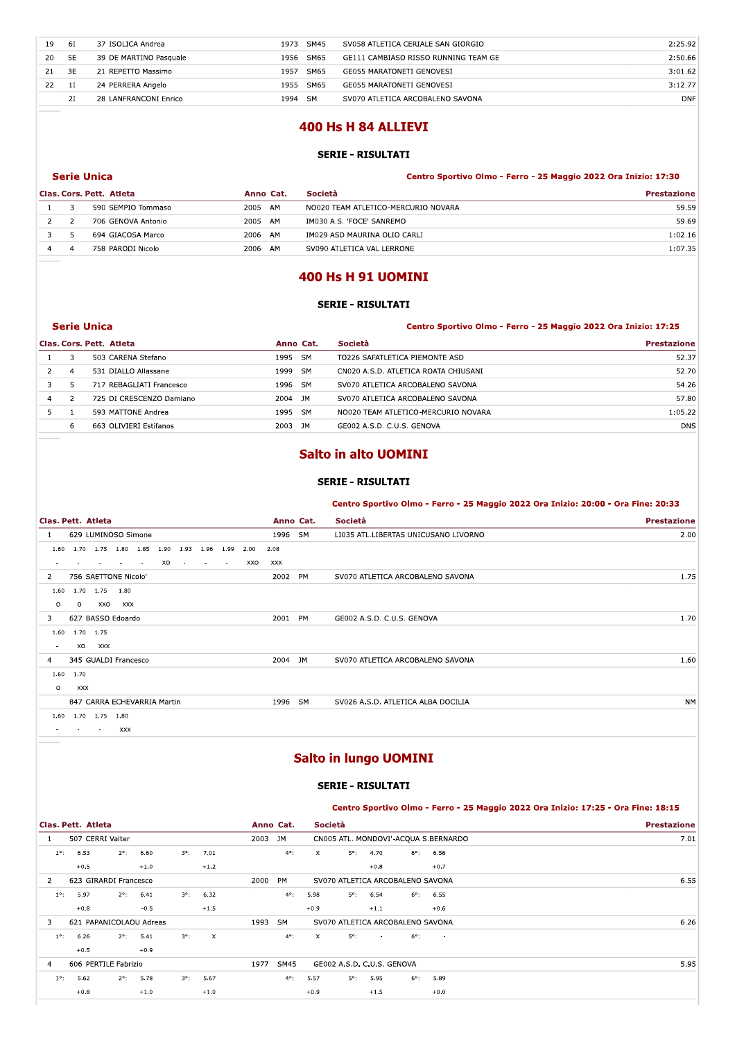| | | | | | | |
|---|---|---|---|---|---|---|
| 19 | 6I | 37 ISOLICA Andrea | 1973 | SM45 | SV058 ATLETICA CERIALE SAN GIORGIO | 2:25.92 |
| 20 | 5E | 39 DE MARTINO Pasquale | 1956 | SM65 | GE111 CAMBIASO RISSO RUNNING TEAM GE | 2:50.66 |
| 21 | 3E | 21 REPETTO Massimo | 1957 | SM65 | GE055 MARATONETI GENOVESI | 3:01.62 |
| 22 | 1I | 24 PERRERA Angelo | 1955 | SM65 | GE055 MARATONETI GENOVESI | 3:12.77 |
| | 2I | 28 LANFRANCONI Enrico | 1994 | SM | SV070 ATLETICA ARCOBALENO SAVONA | DNF |

# 400 Hs H 84 ALLIEVI

**SERIE - RISULTATI**

**Serie Unica** — Centro Sportivo Olmo - Ferro - 25 Maggio 2022 Ora Inizio: 17:30

| Clas. | Cors. | Pett. | Atleta | Anno | Cat. | Società | Prestazione |
|---|---|---|---|---|---|---|---|
| 1 | 3 | 590 | SEMPIO Tommaso | 2005 | AM | NO020 TEAM ATLETICO-MERCURIO NOVARA | 59.59 |
| 2 | 2 | 706 | GENOVA Antonio | 2005 | AM | IM030 A.S. 'FOCE' SANREMO | 59.69 |
| 3 | 5 | 694 | GIACOSA Marco | 2006 | AM | IM029 ASD MAURINA OLIO CARLI | 1:02.16 |
| 4 | 4 | 758 | PARODI Nicolo | 2006 | AM | SV090 ATLETICA VAL LERRONE | 1:07.35 |

# 400 Hs H 91 UOMINI

**SERIE - RISULTATI**

**Serie Unica** — Centro Sportivo Olmo - Ferro - 25 Maggio 2022 Ora Inizio: 17:25

| Clas. | Cors. | Pett. | Atleta | Anno | Cat. | Società | Prestazione |
|---|---|---|---|---|---|---|---|
| 1 | 3 | 503 | CARENA Stefano | 1995 | SM | TO226 SAFATLETICA PIEMONTE ASD | 52.37 |
| 2 | 4 | 531 | DIALLO Allassane | 1999 | SM | CN020 A.S.D. ATLETICA ROATA CHIUSANI | 52.70 |
| 3 | 5 | 717 | REBAGLIATI Francesco | 1996 | SM | SV070 ATLETICA ARCOBALENO SAVONA | 54.26 |
| 4 | 2 | 725 | DI CRESCENZO Damiano | 2004 | JM | SV070 ATLETICA ARCOBALENO SAVONA | 57.80 |
| 5 | 1 | 593 | MATTONE Andrea | 1995 | SM | NO020 TEAM ATLETICO-MERCURIO NOVARA | 1:05.22 |
| | 6 | 663 | OLIVIERI Estifanos | 2003 | JM | GE002 A.S.D. C.U.S. GENOVA | DNS |

# Salto in alto UOMINI

**SERIE - RISULTATI**

Centro Sportivo Olmo - Ferro - 25 Maggio 2022 Ora Inizio: 20:00 - Ora Fine: 20:33

| Clas. | Pett. | Atleta | Anno | Cat. | Società | Prestazione |
|---|---|---|---|---|---|---|
| 1 | 629 | LUMINOSO Simone | 1996 | SM | LI035 ATL.LIBERTAS UNICUSANO LIVORNO | 2.00 |
| | | 1.60 - / 1.70 - / 1.75 - / 1.80 - / 1.85 - / 1.90 XO / 1.93 - / 1.96 - / 1.99 - / 2.00 XXO / 2.08 XXX | | | | |
| 2 | 756 | SAETTONE Nicolo' | 2002 | PM | SV070 ATLETICA ARCOBALENO SAVONA | 1.75 |
| | | 1.60 O / 1.70 O / 1.75 XXO / 1.80 XXX | | | | |
| 3 | 627 | BASSO Edoardo | 2001 | PM | GE002 A.S.D. C.U.S. GENOVA | 1.70 |
| | | 1.60 - / 1.70 XO / 1.75 XXX | | | | |
| 4 | 345 | GUALDI Francesco | 2004 | JM | SV070 ATLETICA ARCOBALENO SAVONA | 1.60 |
| | | 1.60 O / 1.70 XXX | | | | |
| | 847 | CARRA ECHEVARRIA Martin | 1996 | SM | SV026 A.S.D. ATLETICA ALBA DOCILIA | NM |
| | | 1.60 - / 1.70 - / 1.75 - / 1.80 XXX | | | | |

# Salto in lungo UOMINI

**SERIE - RISULTATI**

Centro Sportivo Olmo - Ferro - 25 Maggio 2022 Ora Inizio: 17:25 - Ora Fine: 18:15

| Clas. | Pett. | Atleta | Anno | Cat. | Società | Prestazione |
|---|---|---|---|---|---|---|
| 1 | 507 | CERRI Valter | 2003 | JM | CN005 ATL. MONDOVI'-ACQUA S.BERNARDO | 7.01 |
| | | 1°: 6.53 (+0.5) / 2°: 6.60 (+1.0) / 3°: 7.01 (+1.2) / 4°: X / 5°: 4.70 (+0.8) / 6°: 6.56 (+0.7) | | | | |
| 2 | 623 | GIRARDI Francesco | 2000 | PM | SV070 ATLETICA ARCOBALENO SAVONA | 6.55 |
| | | 1°: 5.97 (+0.8) / 2°: 6.41 (-0.5) / 3°: 6.32 (+1.5) / 4°: 5.98 (+0.9) / 5°: 6.54 (+1.1) / 6°: 6.55 (+0.6) | | | | |
| 3 | 621 | PAPANICOLAOU Adreas | 1993 | SM | SV070 ATLETICA ARCOBALENO SAVONA | 6.26 |
| | | 1°: 6.26 (+0.5) / 2°: 5.41 (+0.9) / 3°: X / 4°: X / 5°: - / 6°: - | | | | |
| 4 | 606 | PERTILE Fabrizio | 1977 | SM45 | GE002 A.S.D. C.U.S. GENOVA | 5.95 |
| | | 1°: 5.62 (+0.8) / 2°: 5.78 (+1.0) / 3°: 5.67 (+1.0) / 4°: 5.57 (+0.9) / 5°: 5.95 (+1.5) / 6°: 5.89 (+0.0) | | | | |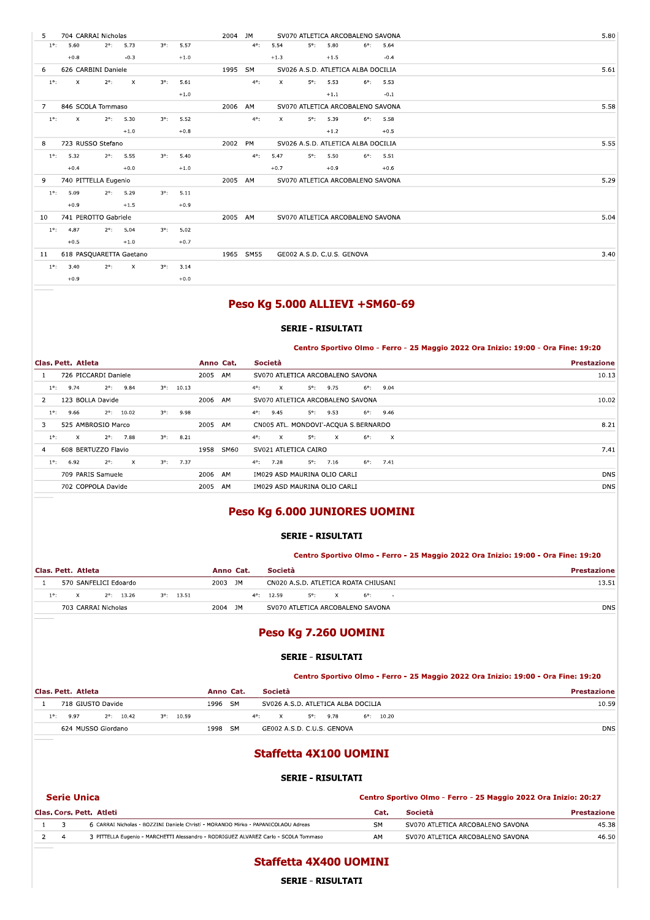| Clas. | Pett. | Atleta | Anno | Cat. | Società | Prestazione |
|---|---|---|---|---|---|---|
| 5 | 704 | CARRAI Nicholas | 2004 | JM | SV070 ATLETICA ARCOBALENO SAVONA | 5.80 |
| | | 1°: 5.60 (+0.8) 2°: 5.73 (-0.3) 3°: 5.57 (+1.0) 4°: 5.54 (+1.3) 5°: 5.80 (+1.5) 6°: 5.64 (-0.4) | | | | |
| 6 | 626 | CARBINI Daniele | 1995 | SM | SV026 A.S.D. ATLETICA ALBA DOCILIA | 5.61 |
| | | 1°: X 2°: X 3°: 5.61 (+1.0) 4°: X 5°: 5.53 (+1.1) 6°: 5.53 (-0.1) | | | | |
| 7 | 846 | SCOLA Tommaso | 2006 | AM | SV070 ATLETICA ARCOBALENO SAVONA | 5.58 |
| | | 1°: X 2°: 5.30 (+1.0) 3°: 5.52 (+0.8) 4°: X 5°: 5.39 (+1.2) 6°: 5.58 (+0.5) | | | | |
| 8 | 723 | RUSSO Stefano | 2002 | PM | SV026 A.S.D. ATLETICA ALBA DOCILIA | 5.55 |
| | | 1°: 5.32 (+0.4) 2°: 5.55 (+0.0) 3°: 5.40 (+1.0) 4°: 5.47 (+0.7) 5°: 5.50 (+0.9) 6°: 5.51 (+0.6) | | | | |
| 9 | 740 | PITTELLA Eugenio | 2005 | AM | SV070 ATLETICA ARCOBALENO SAVONA | 5.29 |
| | | 1°: 5.09 (+0.9) 2°: 5.29 (+1.5) 3°: 5.11 (+0.9) | | | | |
| 10 | 741 | PEROTTO Gabriele | 2005 | AM | SV070 ATLETICA ARCOBALENO SAVONA | 5.04 |
| | | 1°: 4.87 (+0.5) 2°: 5.04 (+1.0) 3°: 5.02 (+0.7) | | | | |
| 11 | 618 | PASQUARETTA Gaetano | 1965 | SM55 | GE002 A.S.D. C.U.S. GENOVA | 3.40 |
| | | 1°: 3.40 (+0.9) 2°: X 3°: 3.14 (+0.0) | | | | |

## Peso Kg 5.000 ALLIEVI +SM60-69

### SERIE - RISULTATI

**Centro Sportivo Olmo - Ferro - 25 Maggio 2022 Ora Inizio: 19:00 - Ora Fine: 19:20**

| Clas. | Pett. | Atleta | Anno | Cat. | Società | Prestazione |
|---|---|---|---|---|---|---|
| 1 | 726 | PICCARDI Daniele | 2005 | AM | SV070 ATLETICA ARCOBALENO SAVONA | 10.13 |
| | | 1°: 9.74 2°: 9.84 3°: 10.13 4°: X 5°: 9.75 6°: 9.04 | | | | |
| 2 | 123 | BOLLA Davide | 2006 | AM | SV070 ATLETICA ARCOBALENO SAVONA | 10.02 |
| | | 1°: 9.66 2°: 10.02 3°: 9.98 4°: 9.45 5°: 9.53 6°: 9.46 | | | | |
| 3 | 525 | AMBROSIO Marco | 2005 | AM | CN005 ATL. MONDOVI'-ACQUA S.BERNARDO | 8.21 |
| | | 1°: X 2°: 7.88 3°: 8.21 4°: X 5°: X 6°: X | | | | |
| 4 | 608 | BERTUZZO Flavio | 1958 | SM60 | SV021 ATLETICA CAIRO | 7.41 |
| | | 1°: 6.92 2°: X 3°: 7.37 4°: 7.28 5°: 7.16 6°: 7.41 | | | | |
| | 709 | PARIS Samuele | 2006 | AM | IM029 ASD MAURINA OLIO CARLI | DNS |
| | 702 | COPPOLA Davide | 2005 | AM | IM029 ASD MAURINA OLIO CARLI | DNS |

## Peso Kg 6.000 JUNIORES UOMINI

### SERIE - RISULTATI

**Centro Sportivo Olmo - Ferro - 25 Maggio 2022 Ora Inizio: 19:00 - Ora Fine: 19:20**

| Clas. | Pett. | Atleta | Anno | Cat. | Società | Prestazione |
|---|---|---|---|---|---|---|
| 1 | 570 | SANFELICI Edoardo | 2003 | JM | CN020 A.S.D. ATLETICA ROATA CHIUSANI | 13.51 |
| | | 1°: X 2°: 13.26 3°: 13.51 4°: 12.59 5°: X 6°: - | | | | |
| | 703 | CARRAI Nicholas | 2004 | JM | SV070 ATLETICA ARCOBALENO SAVONA | DNS |

## Peso Kg 7.260 UOMINI

### SERIE - RISULTATI

**Centro Sportivo Olmo - Ferro - 25 Maggio 2022 Ora Inizio: 19:00 - Ora Fine: 19:20**

| Clas. | Pett. | Atleta | Anno | Cat. | Società | Prestazione |
|---|---|---|---|---|---|---|
| 1 | 718 | GIUSTO Davide | 1996 | SM | SV026 A.S.D. ATLETICA ALBA DOCILIA | 10.59 |
| | | 1°: 9.97 2°: 10.42 3°: 10.59 4°: X 5°: 9.78 6°: 10.20 | | | | |
| | 624 | MUSSO Giordano | 1998 | SM | GE002 A.S.D. C.U.S. GENOVA | DNS |

## Staffetta 4X100 UOMINI

### SERIE - RISULTATI

**Serie Unica**

**Centro Sportivo Olmo - Ferro - 25 Maggio 2022 Ora Inizio: 20:27**

| Clas. | Cors. | Pett. | Atleti | Cat. | Società | Prestazione |
|---|---|---|---|---|---|---|
| 1 | 3 | 6 | CARRAI Nicholas - BOZZINI Daniele Christi - MORANDO Mirko - PAPANICOLAOU Adreas | SM | SV070 ATLETICA ARCOBALENO SAVONA | 45.38 |
| 2 | 4 | 3 | PITTELLA Eugenio - MARCHETTI Alessandro - RODRIGUEZ ALVAREZ Carlo - SCOLA Tommaso | AM | SV070 ATLETICA ARCOBALENO SAVONA | 46.50 |

## Staffetta 4X400 UOMINI

### SERIE - RISULTATI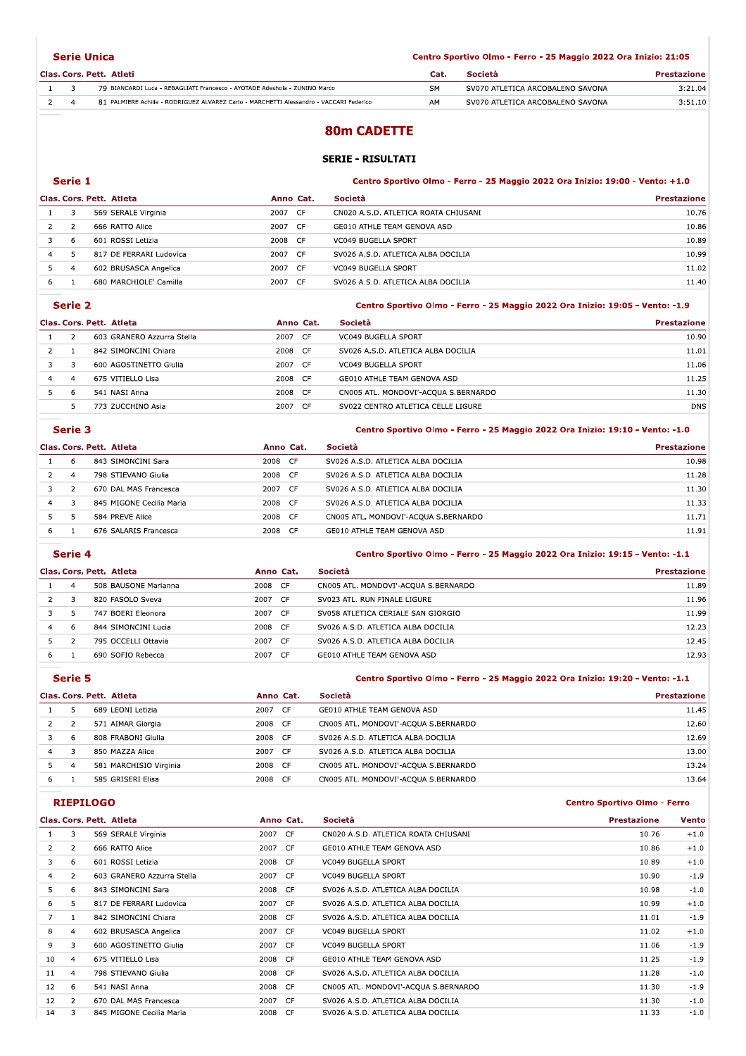### Serie Unica

Centro Sportivo Olmo - Ferro - 25 Maggio 2022 Ora Inizio: 21:05

| Clas. | Cors. | Pett. | Atleti | Cat. | Società | Prestazione |
|---|---|---|---|---|---|---|
| 1 | 3 | 79 | BIANCARDI Luca - REBAGLIATI Francesco - AYOTADE Adeshola - ZUNINO Marco | SM | SV070 ATLETICA ARCOBALENO SAVONA | 3:21.04 |
| 2 | 4 | 81 | PALMIERE Achille - RODRIGUEZ ALVAREZ Carlo - MARCHETTI Alessandro - VACCARI Federico | AM | SV070 ATLETICA ARCOBALENO SAVONA | 3:51.10 |

# 80m CADETTE

## SERIE - RISULTATI

### Serie 1

Centro Sportivo Olmo - Ferro - 25 Maggio 2022 Ora Inizio: 19:00 - Vento: +1.0

| Clas. | Cors. | Pett. | Atleta | Anno | Cat. | Società | Prestazione |
|---|---|---|---|---|---|---|---|
| 1 | 3 | 569 | SERALE Virginia | 2007 | CF | CN020 A.S.D. ATLETICA ROATA CHIUSANI | 10.76 |
| 2 | 2 | 666 | RATTO Alice | 2007 | CF | GE010 ATHLE TEAM GENOVA ASD | 10.86 |
| 3 | 6 | 601 | ROSSI Letizia | 2008 | CF | VC049 BUGELLA SPORT | 10.89 |
| 4 | 5 | 817 | DE FERRARI Ludovica | 2007 | CF | SV026 A.S.D. ATLETICA ALBA DOCILIA | 10.99 |
| 5 | 4 | 602 | BRUSASCA Angelica | 2007 | CF | VC049 BUGELLA SPORT | 11.02 |
| 6 | 1 | 680 | MARCHIOLE' Camilla | 2007 | CF | SV026 A.S.D. ATLETICA ALBA DOCILIA | 11.40 |

### Serie 2

Centro Sportivo Olmo - Ferro - 25 Maggio 2022 Ora Inizio: 19:05 - Vento: -1.9

| Clas. | Cors. | Pett. | Atleta | Anno | Cat. | Società | Prestazione |
|---|---|---|---|---|---|---|---|
| 1 | 2 | 603 | GRANERO Azzurra Stella | 2007 | CF | VC049 BUGELLA SPORT | 10.90 |
| 2 | 1 | 842 | SIMONCINI Chiara | 2008 | CF | SV026 A.S.D. ATLETICA ALBA DOCILIA | 11.01 |
| 3 | 3 | 600 | AGOSTINETTO Giulia | 2007 | CF | VC049 BUGELLA SPORT | 11.06 |
| 4 | 4 | 675 | VITIELLO Lisa | 2008 | CF | GE010 ATHLE TEAM GENOVA ASD | 11.25 |
| 5 | 6 | 541 | NASI Anna | 2008 | CF | CN005 ATL. MONDOVI'-ACQUA S.BERNARDO | 11.30 |
| | 5 | 773 | ZUCCHINO Asia | 2007 | CF | SV022 CENTRO ATLETICA CELLE LIGURE | DNS |

### Serie 3

Centro Sportivo Olmo - Ferro - 25 Maggio 2022 Ora Inizio: 19:10 - Vento: -1.0

| Clas. | Cors. | Pett. | Atleta | Anno | Cat. | Società | Prestazione |
|---|---|---|---|---|---|---|---|
| 1 | 6 | 843 | SIMONCINI Sara | 2008 | CF | SV026 A.S.D. ATLETICA ALBA DOCILIA | 10.98 |
| 2 | 4 | 798 | STIEVANO Giulia | 2008 | CF | SV026 A.S.D. ATLETICA ALBA DOCILIA | 11.28 |
| 3 | 2 | 670 | DAL MAS Francesca | 2007 | CF | SV026 A.S.D. ATLETICA ALBA DOCILIA | 11.30 |
| 4 | 3 | 845 | MIGONE Cecilia Maria | 2008 | CF | SV026 A.S.D. ATLETICA ALBA DOCILIA | 11.33 |
| 5 | 5 | 584 | PREVE Alice | 2008 | CF | CN005 ATL. MONDOVI'-ACQUA S.BERNARDO | 11.71 |
| 6 | 1 | 676 | SALARIS Francesca | 2008 | CF | GE010 ATHLE TEAM GENOVA ASD | 11.91 |

### Serie 4

Centro Sportivo Olmo - Ferro - 25 Maggio 2022 Ora Inizio: 19:15 - Vento: -1.1

| Clas. | Cors. | Pett. | Atleta | Anno | Cat. | Società | Prestazione |
|---|---|---|---|---|---|---|---|
| 1 | 4 | 508 | BAUSONE Marianna | 2008 | CF | CN005 ATL. MONDOVI'-ACQUA S.BERNARDO | 11.89 |
| 2 | 3 | 820 | FASOLO Sveva | 2007 | CF | SV023 ATL. RUN FINALE LIGURE | 11.96 |
| 3 | 5 | 747 | BOERI Eleonora | 2007 | CF | SV058 ATLETICA CERIALE SAN GIORGIO | 11.99 |
| 4 | 6 | 844 | SIMONCINI Lucia | 2008 | CF | SV026 A.S.D. ATLETICA ALBA DOCILIA | 12.23 |
| 5 | 2 | 795 | OCCELLI Ottavia | 2007 | CF | SV026 A.S.D. ATLETICA ALBA DOCILIA | 12.45 |
| 6 | 1 | 690 | SOFIO Rebecca | 2007 | CF | GE010 ATHLE TEAM GENOVA ASD | 12.93 |

### Serie 5

Centro Sportivo Olmo - Ferro - 25 Maggio 2022 Ora Inizio: 19:20 - Vento: -1.1

| Clas. | Cors. | Pett. | Atleta | Anno | Cat. | Società | Prestazione |
|---|---|---|---|---|---|---|---|
| 1 | 5 | 689 | LEONI Letizia | 2007 | CF | GE010 ATHLE TEAM GENOVA ASD | 11.45 |
| 2 | 2 | 571 | AIMAR Giorgia | 2008 | CF | CN005 ATL. MONDOVI'-ACQUA S.BERNARDO | 12.60 |
| 3 | 6 | 808 | FRABONI Giulia | 2008 | CF | SV026 A.S.D. ATLETICA ALBA DOCILIA | 12.69 |
| 4 | 3 | 850 | MAZZA Alice | 2007 | CF | SV026 A.S.D. ATLETICA ALBA DOCILIA | 13.00 |
| 5 | 4 | 581 | MARCHISIO Virginia | 2008 | CF | CN005 ATL. MONDOVI'-ACQUA S.BERNARDO | 13.24 |
| 6 | 1 | 585 | GRISERI Elisa | 2008 | CF | CN005 ATL. MONDOVI'-ACQUA S.BERNARDO | 13.64 |

### RIEPILOGO

Centro Sportivo Olmo - Ferro

| Clas. | Cors. | Pett. | Atleta | Anno | Cat. | Società | Prestazione | Vento |
|---|---|---|---|---|---|---|---|---|
| 1 | 3 | 569 | SERALE Virginia | 2007 | CF | CN020 A.S.D. ATLETICA ROATA CHIUSANI | 10.76 | +1.0 |
| 2 | 2 | 666 | RATTO Alice | 2007 | CF | GE010 ATHLE TEAM GENOVA ASD | 10.86 | +1.0 |
| 3 | 6 | 601 | ROSSI Letizia | 2008 | CF | VC049 BUGELLA SPORT | 10.89 | +1.0 |
| 4 | 2 | 603 | GRANERO Azzurra Stella | 2007 | CF | VC049 BUGELLA SPORT | 10.90 | -1.9 |
| 5 | 6 | 843 | SIMONCINI Sara | 2008 | CF | SV026 A.S.D. ATLETICA ALBA DOCILIA | 10.98 | -1.0 |
| 6 | 5 | 817 | DE FERRARI Ludovica | 2007 | CF | SV026 A.S.D. ATLETICA ALBA DOCILIA | 10.99 | +1.0 |
| 7 | 1 | 842 | SIMONCINI Chiara | 2008 | CF | SV026 A.S.D. ATLETICA ALBA DOCILIA | 11.01 | -1.9 |
| 8 | 4 | 602 | BRUSASCA Angelica | 2007 | CF | VC049 BUGELLA SPORT | 11.02 | +1.0 |
| 9 | 3 | 600 | AGOSTINETTO Giulia | 2007 | CF | VC049 BUGELLA SPORT | 11.06 | -1.9 |
| 10 | 4 | 675 | VITIELLO Lisa | 2008 | CF | GE010 ATHLE TEAM GENOVA ASD | 11.25 | -1.9 |
| 11 | 4 | 798 | STIEVANO Giulia | 2008 | CF | SV026 A.S.D. ATLETICA ALBA DOCILIA | 11.28 | -1.0 |
| 12 | 6 | 541 | NASI Anna | 2008 | CF | CN005 ATL. MONDOVI'-ACQUA S.BERNARDO | 11.30 | -1.9 |
| 12 | 2 | 670 | DAL MAS Francesca | 2007 | CF | SV026 A.S.D. ATLETICA ALBA DOCILIA | 11.30 | -1.0 |
| 14 | 3 | 845 | MIGONE Cecilia Maria | 2008 | CF | SV026 A.S.D. ATLETICA ALBA DOCILIA | 11.33 | -1.0 |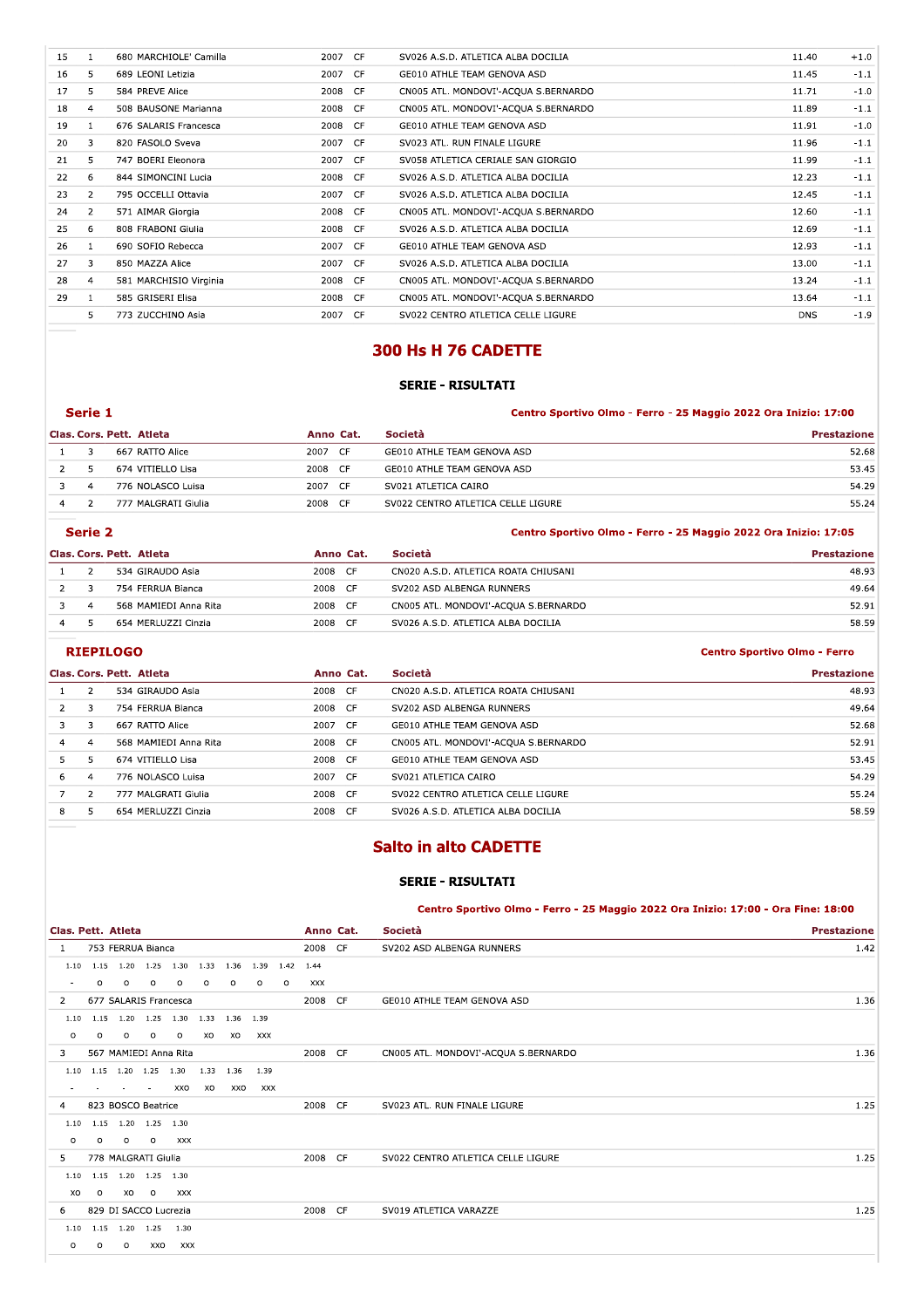| | | | | | | | | |
|---|---|---|---|---|---|---|---|---|
| 15 | 1 | 680 | MARCHIOLE' Camilla | 2007 | CF | SV026 A.S.D. ATLETICA ALBA DOCILIA | 11.40 | +1.0 |
| 16 | 5 | 689 | LEONI Letizia | 2007 | CF | GE010 ATHLE TEAM GENOVA ASD | 11.45 | -1.1 |
| 17 | 5 | 584 | PREVE Alice | 2008 | CF | CN005 ATL. MONDOVI'-ACQUA S.BERNARDO | 11.71 | -1.0 |
| 18 | 4 | 508 | BAUSONE Marianna | 2008 | CF | CN005 ATL. MONDOVI'-ACQUA S.BERNARDO | 11.89 | -1.1 |
| 19 | 1 | 676 | SALARIS Francesca | 2008 | CF | GE010 ATHLE TEAM GENOVA ASD | 11.91 | -1.0 |
| 20 | 3 | 820 | FASOLO Sveva | 2007 | CF | SV023 ATL. RUN FINALE LIGURE | 11.96 | -1.1 |
| 21 | 5 | 747 | BOERI Eleonora | 2007 | CF | SV058 ATLETICA CERIALE SAN GIORGIO | 11.99 | -1.1 |
| 22 | 6 | 844 | SIMONCINI Lucia | 2008 | CF | SV026 A.S.D. ATLETICA ALBA DOCILIA | 12.23 | -1.1 |
| 23 | 2 | 795 | OCCELLI Ottavia | 2007 | CF | SV026 A.S.D. ATLETICA ALBA DOCILIA | 12.45 | -1.1 |
| 24 | 2 | 571 | AIMAR Giorgia | 2008 | CF | CN005 ATL. MONDOVI'-ACQUA S.BERNARDO | 12.60 | -1.1 |
| 25 | 6 | 808 | FRABONI Giulia | 2008 | CF | SV026 A.S.D. ATLETICA ALBA DOCILIA | 12.69 | -1.1 |
| 26 | 1 | 690 | SOFIO Rebecca | 2007 | CF | GE010 ATHLE TEAM GENOVA ASD | 12.93 | -1.1 |
| 27 | 3 | 850 | MAZZA Alice | 2007 | CF | SV026 A.S.D. ATLETICA ALBA DOCILIA | 13.00 | -1.1 |
| 28 | 4 | 581 | MARCHISIO Virginia | 2008 | CF | CN005 ATL. MONDOVI'-ACQUA S.BERNARDO | 13.24 | -1.1 |
| 29 | 1 | 585 | GRISERI Elisa | 2008 | CF | CN005 ATL. MONDOVI'-ACQUA S.BERNARDO | 13.64 | -1.1 |
| | 5 | 773 | ZUCCHINO Asia | 2007 | CF | SV022 CENTRO ATLETICA CELLE LIGURE | DNS | -1.9 |

## 300 Hs H 76 CADETTE

### SERIE - RISULTATI

**Serie 1**

Centro Sportivo Olmo - Ferro - 25 Maggio 2022 Ora Inizio: 17:00

| Clas. | Cors. | Pett. | Atleta | Anno | Cat. | Società | Prestazione |
|---|---|---|---|---|---|---|---|
| 1 | 3 | 667 | RATTO Alice | 2007 | CF | GE010 ATHLE TEAM GENOVA ASD | 52.68 |
| 2 | 5 | 674 | VITIELLO Lisa | 2008 | CF | GE010 ATHLE TEAM GENOVA ASD | 53.45 |
| 3 | 4 | 776 | NOLASCO Luisa | 2007 | CF | SV021 ATLETICA CAIRO | 54.29 |
| 4 | 2 | 777 | MALGRATI Giulia | 2008 | CF | SV022 CENTRO ATLETICA CELLE LIGURE | 55.24 |

**Serie 2**

Centro Sportivo Olmo - Ferro - 25 Maggio 2022 Ora Inizio: 17:05

| Clas. | Cors. | Pett. | Atleta | Anno | Cat. | Società | Prestazione |
|---|---|---|---|---|---|---|---|
| 1 | 2 | 534 | GIRAUDO Asia | 2008 | CF | CN020 A.S.D. ATLETICA ROATA CHIUSANI | 48.93 |
| 2 | 3 | 754 | FERRUA Bianca | 2008 | CF | SV202 ASD ALBENGA RUNNERS | 49.64 |
| 3 | 4 | 568 | MAMIEDI Anna Rita | 2008 | CF | CN005 ATL. MONDOVI'-ACQUA S.BERNARDO | 52.91 |
| 4 | 5 | 654 | MERLUZZI Cinzia | 2008 | CF | SV026 A.S.D. ATLETICA ALBA DOCILIA | 58.59 |

**RIEPILOGO**

Centro Sportivo Olmo - Ferro

| Clas. | Cors. | Pett. | Atleta | Anno | Cat. | Società | Prestazione |
|---|---|---|---|---|---|---|---|
| 1 | 2 | 534 | GIRAUDO Asia | 2008 | CF | CN020 A.S.D. ATLETICA ROATA CHIUSANI | 48.93 |
| 2 | 3 | 754 | FERRUA Bianca | 2008 | CF | SV202 ASD ALBENGA RUNNERS | 49.64 |
| 3 | 3 | 667 | RATTO Alice | 2007 | CF | GE010 ATHLE TEAM GENOVA ASD | 52.68 |
| 4 | 4 | 568 | MAMIEDI Anna Rita | 2008 | CF | CN005 ATL. MONDOVI'-ACQUA S.BERNARDO | 52.91 |
| 5 | 5 | 674 | VITIELLO Lisa | 2008 | CF | GE010 ATHLE TEAM GENOVA ASD | 53.45 |
| 6 | 4 | 776 | NOLASCO Luisa | 2007 | CF | SV021 ATLETICA CAIRO | 54.29 |
| 7 | 2 | 777 | MALGRATI Giulia | 2008 | CF | SV022 CENTRO ATLETICA CELLE LIGURE | 55.24 |
| 8 | 5 | 654 | MERLUZZI Cinzia | 2008 | CF | SV026 A.S.D. ATLETICA ALBA DOCILIA | 58.59 |

## Salto in alto CADETTE

### SERIE - RISULTATI

Centro Sportivo Olmo - Ferro - 25 Maggio 2022 Ora Inizio: 17:00 - Ora Fine: 18:00

| Clas. | Pett. | Atleta | Anno | Cat. | Società | Prestazione |
|---|---|---|---|---|---|---|
| 1 | 753 | FERRUA Bianca | 2008 | CF | SV202 ASD ALBENGA RUNNERS | 1.42 |
| 2 | 677 | SALARIS Francesca | 2008 | CF | GE010 ATHLE TEAM GENOVA ASD | 1.36 |
| 3 | 567 | MAMIEDI Anna Rita | 2008 | CF | CN005 ATL. MONDOVI'-ACQUA S.BERNARDO | 1.36 |
| 4 | 823 | BOSCO Beatrice | 2008 | CF | SV023 ATL. RUN FINALE LIGURE | 1.25 |
| 5 | 778 | MALGRATI Giulia | 2008 | CF | SV022 CENTRO ATLETICA CELLE LIGURE | 1.25 |
| 6 | 829 | DI SACCO Lucrezia | 2008 | CF | SV019 ATLETICA VARAZZE | 1.25 |

Progressioni:

1 - FERRUA Bianca

| 1.10 | 1.15 | 1.20 | 1.25 | 1.30 | 1.33 | 1.36 | 1.39 | 1.42 | 1.44 |
|---|---|---|---|---|---|---|---|---|---|
| - | O | O | O | O | O | O | O | O | XXX |

2 - SALARIS Francesca

| 1.10 | 1.15 | 1.20 | 1.25 | 1.30 | 1.33 | 1.36 | 1.39 |
|---|---|---|---|---|---|---|---|
| O | O | O | O | O | XO | XO | XXX |

3 - MAMIEDI Anna Rita

| 1.10 | 1.15 | 1.20 | 1.25 | 1.30 | 1.33 | 1.36 | 1.39 |
|---|---|---|---|---|---|---|---|
| - | - | - | - | XXO | XO | XXO | XXX |

4 - BOSCO Beatrice

| 1.10 | 1.15 | 1.20 | 1.25 | 1.30 |
|---|---|---|---|---|
| O | O | O | O | XXX |

5 - MALGRATI Giulia

| 1.10 | 1.15 | 1.20 | 1.25 | 1.30 |
|---|---|---|---|---|
| XO | O | XO | O | XXX |

6 - DI SACCO Lucrezia

| 1.10 | 1.15 | 1.20 | 1.25 | 1.30 |
|---|---|---|---|---|
| O | O | O | XXO | XXX |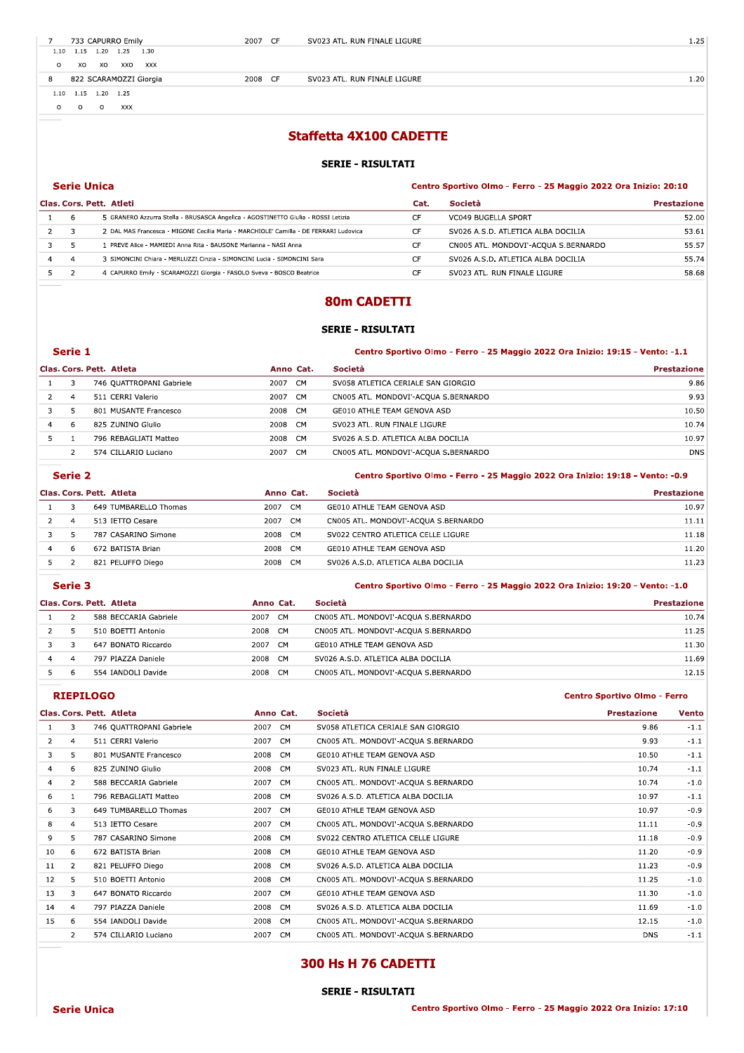| 7 | 733 CAPURRO Emily | 2007 | CF | SV023 ATL. RUN FINALE LIGURE | 1.25 |
|---|---|---|---|---|---|

| 1.10 | 1.15 | 1.20 | 1.25 | 1.30 |
|---|---|---|---|---|
| O | XO | XO | XXO | XXX |

| 8 | 822 SCARAMOZZI Giorgia | 2008 | CF | SV023 ATL. RUN FINALE LIGURE | 1.20 |
|---|---|---|---|---|---|

| 1.10 | 1.15 | 1.20 | 1.25 |
|---|---|---|---|
| O | O | O | XXX |

## Staffetta 4X100 CADETTE

### SERIE - RISULTATI

**Serie Unica** — Centro Sportivo Olmo - Ferro - 25 Maggio 2022 Ora Inizio: 20:10

| Clas. | Cors. | Pett. | Atleti | Cat. | Società | Prestazione |
|---|---|---|---|---|---|---|
| 1 | 6 | 5 | GRANERO Azzurra Stella - BRUSASCA Angelica - AGOSTINETTO Giulia - ROSSI Letizia | CF | VC049 BUGELLA SPORT | 52.00 |
| 2 | 3 | 2 | DAL MAS Francesca - MIGONE Cecilia Maria - MARCHIOLE' Camilla - DE FERRARI Ludovica | CF | SV026 A.S.D. ATLETICA ALBA DOCILIA | 53.61 |
| 3 | 5 | 1 | PREVE Alice - MAMIEDI Anna Rita - BAUSONE Marianna - NASI Anna | CF | CN005 ATL. MONDOVI'-ACQUA S.BERNARDO | 55.57 |
| 4 | 4 | 3 | SIMONCINI Chiara - MERLUZZI Cinzia - SIMONCINI Lucia - SIMONCINI Sara | CF | SV026 A.S.D. ATLETICA ALBA DOCILIA | 55.74 |
| 5 | 2 | 4 | CAPURRO Emily - SCARAMOZZI Giorgia - FASOLO Sveva - BOSCO Beatrice | CF | SV023 ATL. RUN FINALE LIGURE | 58.68 |

## 80m CADETTI

### SERIE - RISULTATI

**Serie 1** — Centro Sportivo Olmo - Ferro - 25 Maggio 2022 Ora Inizio: 19:15 - Vento: -1.1

| Clas. | Cors. | Pett. | Atleta | Anno | Cat. | Società | Prestazione |
|---|---|---|---|---|---|---|---|
| 1 | 3 | 746 | QUATTROPANI Gabriele | 2007 | CM | SV058 ATLETICA CERIALE SAN GIORGIO | 9.86 |
| 2 | 4 | 511 | CERRI Valerio | 2007 | CM | CN005 ATL. MONDOVI'-ACQUA S.BERNARDO | 9.93 |
| 3 | 5 | 801 | MUSANTE Francesco | 2008 | CM | GE010 ATHLE TEAM GENOVA ASD | 10.50 |
| 4 | 6 | 825 | ZUNINO Giulio | 2008 | CM | SV023 ATL. RUN FINALE LIGURE | 10.74 |
| 5 | 1 | 796 | REBAGLIATI Matteo | 2008 | CM | SV026 A.S.D. ATLETICA ALBA DOCILIA | 10.97 |
|  | 2 | 574 | CILLARIO Luciano | 2007 | CM | CN005 ATL. MONDOVI'-ACQUA S.BERNARDO | DNS |

**Serie 2** — Centro Sportivo Olmo - Ferro - 25 Maggio 2022 Ora Inizio: 19:18 - Vento: -0.9

| Clas. | Cors. | Pett. | Atleta | Anno | Cat. | Società | Prestazione |
|---|---|---|---|---|---|---|---|
| 1 | 3 | 649 | TUMBARELLO Thomas | 2007 | CM | GE010 ATHLE TEAM GENOVA ASD | 10.97 |
| 2 | 4 | 513 | IETTO Cesare | 2007 | CM | CN005 ATL. MONDOVI'-ACQUA S.BERNARDO | 11.11 |
| 3 | 5 | 787 | CASARINO Simone | 2008 | CM | SV022 CENTRO ATLETICA CELLE LIGURE | 11.18 |
| 4 | 6 | 672 | BATISTA Brian | 2008 | CM | GE010 ATHLE TEAM GENOVA ASD | 11.20 |
| 5 | 2 | 821 | PELUFFO Diego | 2008 | CM | SV026 A.S.D. ATLETICA ALBA DOCILIA | 11.23 |

**Serie 3** — Centro Sportivo Olmo - Ferro - 25 Maggio 2022 Ora Inizio: 19:20 - Vento: -1.0

| Clas. | Cors. | Pett. | Atleta | Anno | Cat. | Società | Prestazione |
|---|---|---|---|---|---|---|---|
| 1 | 2 | 588 | BECCARIA Gabriele | 2007 | CM | CN005 ATL. MONDOVI'-ACQUA S.BERNARDO | 10.74 |
| 2 | 5 | 510 | BOETTI Antonio | 2008 | CM | CN005 ATL. MONDOVI'-ACQUA S.BERNARDO | 11.25 |
| 3 | 3 | 647 | BONATO Riccardo | 2007 | CM | GE010 ATHLE TEAM GENOVA ASD | 11.30 |
| 4 | 4 | 797 | PIAZZA Daniele | 2008 | CM | SV026 A.S.D. ATLETICA ALBA DOCILIA | 11.69 |
| 5 | 6 | 554 | IANDOLI Davide | 2008 | CM | CN005 ATL. MONDOVI'-ACQUA S.BERNARDO | 12.15 |

**RIEPILOGO** — Centro Sportivo Olmo - Ferro

| Clas. | Cors. | Pett. | Atleta | Anno | Cat. | Società | Prestazione | Vento |
|---|---|---|---|---|---|---|---|---|
| 1 | 3 | 746 | QUATTROPANI Gabriele | 2007 | CM | SV058 ATLETICA CERIALE SAN GIORGIO | 9.86 | -1.1 |
| 2 | 4 | 511 | CERRI Valerio | 2007 | CM | CN005 ATL. MONDOVI'-ACQUA S.BERNARDO | 9.93 | -1.1 |
| 3 | 5 | 801 | MUSANTE Francesco | 2008 | CM | GE010 ATHLE TEAM GENOVA ASD | 10.50 | -1.1 |
| 4 | 6 | 825 | ZUNINO Giulio | 2008 | CM | SV023 ATL. RUN FINALE LIGURE | 10.74 | -1.1 |
| 4 | 2 | 588 | BECCARIA Gabriele | 2007 | CM | CN005 ATL. MONDOVI'-ACQUA S.BERNARDO | 10.74 | -1.0 |
| 6 | 1 | 796 | REBAGLIATI Matteo | 2008 | CM | SV026 A.S.D. ATLETICA ALBA DOCILIA | 10.97 | -1.1 |
| 6 | 3 | 649 | TUMBARELLO Thomas | 2007 | CM | GE010 ATHLE TEAM GENOVA ASD | 10.97 | -0.9 |
| 8 | 4 | 513 | IETTO Cesare | 2007 | CM | CN005 ATL. MONDOVI'-ACQUA S.BERNARDO | 11.11 | -0.9 |
| 9 | 5 | 787 | CASARINO Simone | 2008 | CM | SV022 CENTRO ATLETICA CELLE LIGURE | 11.18 | -0.9 |
| 10 | 6 | 672 | BATISTA Brian | 2008 | CM | GE010 ATHLE TEAM GENOVA ASD | 11.20 | -0.9 |
| 11 | 2 | 821 | PELUFFO Diego | 2008 | CM | SV026 A.S.D. ATLETICA ALBA DOCILIA | 11.23 | -0.9 |
| 12 | 5 | 510 | BOETTI Antonio | 2008 | CM | CN005 ATL. MONDOVI'-ACQUA S.BERNARDO | 11.25 | -1.0 |
| 13 | 3 | 647 | BONATO Riccardo | 2007 | CM | GE010 ATHLE TEAM GENOVA ASD | 11.30 | -1.0 |
| 14 | 4 | 797 | PIAZZA Daniele | 2008 | CM | SV026 A.S.D. ATLETICA ALBA DOCILIA | 11.69 | -1.0 |
| 15 | 6 | 554 | IANDOLI Davide | 2008 | CM | CN005 ATL. MONDOVI'-ACQUA S.BERNARDO | 12.15 | -1.0 |
|  | 2 | 574 | CILLARIO Luciano | 2007 | CM | CN005 ATL. MONDOVI'-ACQUA S.BERNARDO | DNS | -1.1 |

## 300 Hs H 76 CADETTI

### SERIE - RISULTATI

**Serie Unica** — Centro Sportivo Olmo - Ferro - 25 Maggio 2022 Ora Inizio: 17:10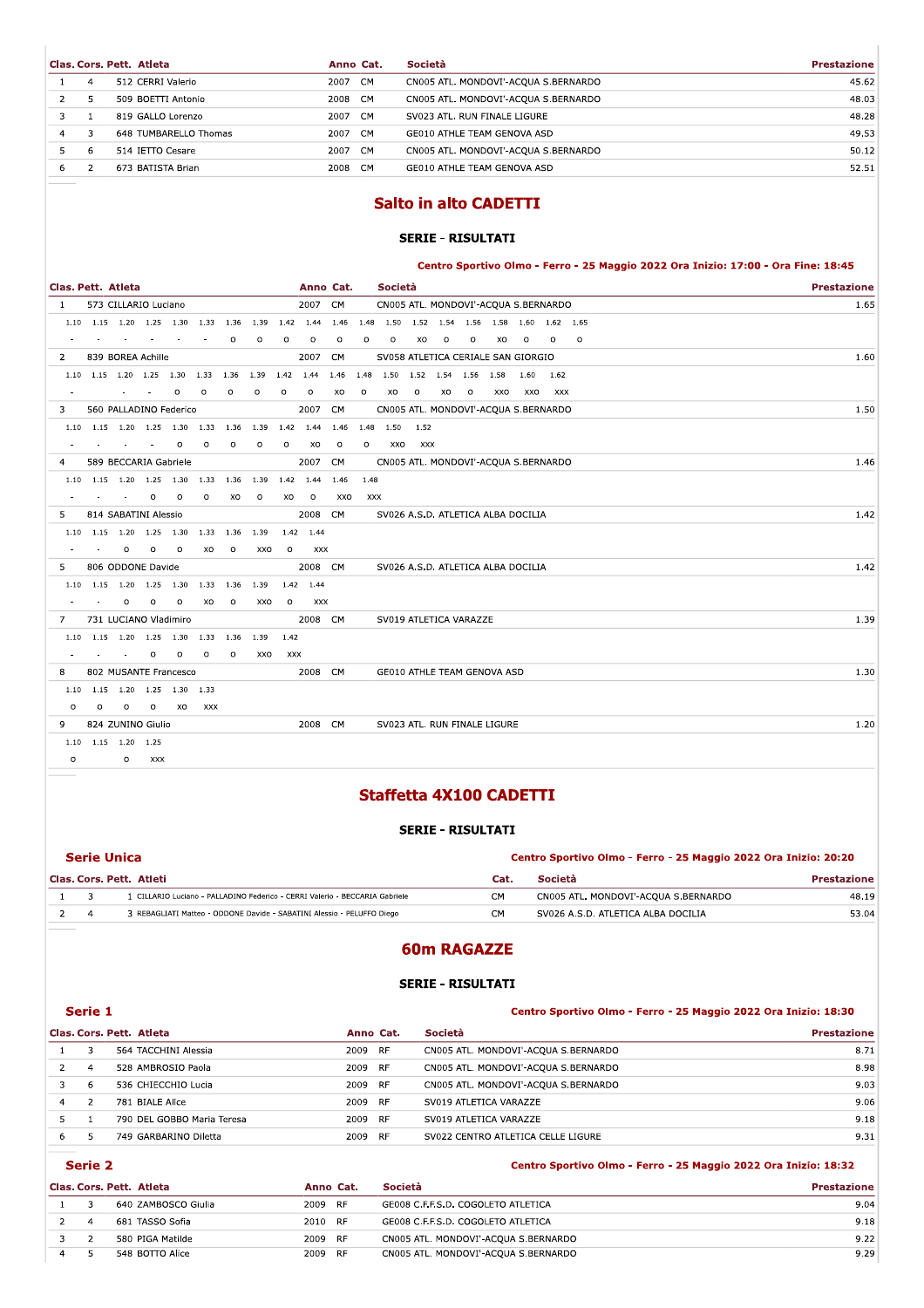| Clas. | Cors. | Pett. | Atleta | Anno | Cat. | Società | Prestazione |
|---|---|---|---|---|---|---|---|
| 1 | 4 | 512 | CERRI Valerio | 2007 | CM | CN005 ATL. MONDOVI'-ACQUA S.BERNARDO | 45.62 |
| 2 | 5 | 509 | BOETTI Antonio | 2008 | CM | CN005 ATL. MONDOVI'-ACQUA S.BERNARDO | 48.03 |
| 3 | 1 | 819 | GALLO Lorenzo | 2007 | CM | SV023 ATL. RUN FINALE LIGURE | 48.28 |
| 4 | 3 | 648 | TUMBARELLO Thomas | 2007 | CM | GE010 ATHLE TEAM GENOVA ASD | 49.53 |
| 5 | 6 | 514 | IETTO Cesare | 2007 | CM | CN005 ATL. MONDOVI'-ACQUA S.BERNARDO | 50.12 |
| 6 | 2 | 673 | BATISTA Brian | 2008 | CM | GE010 ATHLE TEAM GENOVA ASD | 52.51 |

## Salto in alto CADETTI

### SERIE - RISULTATI

**Centro Sportivo Olmo - Ferro - 25 Maggio 2022 Ora Inizio: 17:00 - Ora Fine: 18:45**

| Clas. | Pett. | Atleta | Anno | Cat. | Società | Prestazione |
|---|---|---|---|---|---|---|
| 1 | 573 | CILLARIO Luciano | 2007 | CM | CN005 ATL. MONDOVI'-ACQUA S.BERNARDO | 1.65 |

| 1.10 | 1.15 | 1.20 | 1.25 | 1.30 | 1.33 | 1.36 | 1.39 | 1.42 | 1.44 | 1.46 | 1.48 | 1.50 | 1.52 | 1.54 | 1.56 | 1.58 | 1.60 | 1.62 | 1.65 |
|---|---|---|---|---|---|---|---|---|---|---|---|---|---|---|---|---|---|---|---|
| - | - | - | - | - | - | o | o | o | o | o | o | o | xo | o | o | xo | o | o | o |

| Clas. | Pett. | Atleta | Anno | Cat. | Società | Prestazione |
|---|---|---|---|---|---|---|
| 2 | 839 | BOREA Achille | 2007 | CM | SV058 ATLETICA CERIALE SAN GIORGIO | 1.60 |

| 1.10 | 1.15 | 1.20 | 1.25 | 1.30 | 1.33 | 1.36 | 1.39 | 1.42 | 1.44 | 1.46 | 1.48 | 1.50 | 1.52 | 1.54 | 1.56 | 1.58 | 1.60 | 1.62 |
|---|---|---|---|---|---|---|---|---|---|---|---|---|---|---|---|---|---|---|
| - | - | - | - | o | o | o | o | o | o | xo | o | xo | o | xo | o | xxo | xxo | xxx |

| Clas. | Pett. | Atleta | Anno | Cat. | Società | Prestazione |
|---|---|---|---|---|---|---|
| 3 | 560 | PALLADINO Federico | 2007 | CM | CN005 ATL. MONDOVI'-ACQUA S.BERNARDO | 1.50 |

| 1.10 | 1.15 | 1.20 | 1.25 | 1.30 | 1.33 | 1.36 | 1.39 | 1.42 | 1.44 | 1.46 | 1.48 | 1.50 | 1.52 |
|---|---|---|---|---|---|---|---|---|---|---|---|---|---|
| - | - | - | - | o | o | o | o | o | xo | o | o | xxo | xxx |

| Clas. | Pett. | Atleta | Anno | Cat. | Società | Prestazione |
|---|---|---|---|---|---|---|
| 4 | 589 | BECCARIA Gabriele | 2007 | CM | CN005 ATL. MONDOVI'-ACQUA S.BERNARDO | 1.46 |

| 1.10 | 1.15 | 1.20 | 1.25 | 1.30 | 1.33 | 1.36 | 1.39 | 1.42 | 1.44 | 1.46 | 1.48 |
|---|---|---|---|---|---|---|---|---|---|---|---|
| - | - | - | o | o | o | xo | o | xo | o | xxo | xxx |

| Clas. | Pett. | Atleta | Anno | Cat. | Società | Prestazione |
|---|---|---|---|---|---|---|
| 5 | 814 | SABATINI Alessio | 2008 | CM | SV026 A.S.D. ATLETICA ALBA DOCILIA | 1.42 |

| 1.10 | 1.15 | 1.20 | 1.25 | 1.30 | 1.33 | 1.36 | 1.39 | 1.42 | 1.44 |
|---|---|---|---|---|---|---|---|---|---|
| - | - | o | o | o | xo | o | xxo | o | xxx |

| Clas. | Pett. | Atleta | Anno | Cat. | Società | Prestazione |
|---|---|---|---|---|---|---|
| 5 | 806 | ODDONE Davide | 2008 | CM | SV026 A.S.D. ATLETICA ALBA DOCILIA | 1.42 |

| 1.10 | 1.15 | 1.20 | 1.25 | 1.30 | 1.33 | 1.36 | 1.39 | 1.42 | 1.44 |
|---|---|---|---|---|---|---|---|---|---|
| - | - | o | o | o | xo | o | xxo | o | xxx |

| Clas. | Pett. | Atleta | Anno | Cat. | Società | Prestazione |
|---|---|---|---|---|---|---|
| 7 | 731 | LUCIANO Vladimiro | 2008 | CM | SV019 ATLETICA VARAZZE | 1.39 |

| 1.10 | 1.15 | 1.20 | 1.25 | 1.30 | 1.33 | 1.36 | 1.39 | 1.42 |
|---|---|---|---|---|---|---|---|---|
| - | - | - | o | o | o | o | xxo | xxx |

| Clas. | Pett. | Atleta | Anno | Cat. | Società | Prestazione |
|---|---|---|---|---|---|---|
| 8 | 802 | MUSANTE Francesco | 2008 | CM | GE010 ATHLE TEAM GENOVA ASD | 1.30 |

| 1.10 | 1.15 | 1.20 | 1.25 | 1.30 | 1.33 |
|---|---|---|---|---|---|
| o | o | o | o | xo | xxx |

| Clas. | Pett. | Atleta | Anno | Cat. | Società | Prestazione |
|---|---|---|---|---|---|---|
| 9 | 824 | ZUNINO Giulio | 2008 | CM | SV023 ATL. RUN FINALE LIGURE | 1.20 |

| 1.10 | 1.15 | 1.20 | 1.25 |
|---|---|---|---|
| o | | o | xxx |

## Staffetta 4X100 CADETTI

### SERIE - RISULTATI

**Serie Unica** — **Centro Sportivo Olmo - Ferro - 25 Maggio 2022 Ora Inizio: 20:20**

| Clas. | Cors. | Pett. | Atleti | Cat. | Società | Prestazione |
|---|---|---|---|---|---|---|
| 1 | 3 | 1 | CILLARIO Luciano - PALLADINO Federico - CERRI Valerio - BECCARIA Gabriele | CM | CN005 ATL. MONDOVI'-ACQUA S.BERNARDO | 48.19 |
| 2 | 4 | 3 | REBAGLIATI Matteo - ODDONE Davide - SABATINI Alessio - PELUFFO Diego | CM | SV026 A.S.D. ATLETICA ALBA DOCILIA | 53.04 |

## 60m RAGAZZE

### SERIE - RISULTATI

**Serie 1** — **Centro Sportivo Olmo - Ferro - 25 Maggio 2022 Ora Inizio: 18:30**

| Clas. | Cors. | Pett. | Atleta | Anno | Cat. | Società | Prestazione |
|---|---|---|---|---|---|---|---|
| 1 | 3 | 564 | TACCHINI Alessia | 2009 | RF | CN005 ATL. MONDOVI'-ACQUA S.BERNARDO | 8.71 |
| 2 | 4 | 528 | AMBROSIO Paola | 2009 | RF | CN005 ATL. MONDOVI'-ACQUA S.BERNARDO | 8.98 |
| 3 | 6 | 536 | CHIECCHIO Lucia | 2009 | RF | CN005 ATL. MONDOVI'-ACQUA S.BERNARDO | 9.03 |
| 4 | 2 | 781 | BIALE Alice | 2009 | RF | SV019 ATLETICA VARAZZE | 9.06 |
| 5 | 1 | 790 | DEL GOBBO Maria Teresa | 2009 | RF | SV019 ATLETICA VARAZZE | 9.18 |
| 6 | 5 | 749 | GARBARINO Diletta | 2009 | RF | SV022 CENTRO ATLETICA CELLE LIGURE | 9.31 |

**Serie 2** — **Centro Sportivo Olmo - Ferro - 25 Maggio 2022 Ora Inizio: 18:32**

| Clas. | Cors. | Pett. | Atleta | Anno | Cat. | Società | Prestazione |
|---|---|---|---|---|---|---|---|
| 1 | 3 | 640 | ZAMBOSCO Giulia | 2009 | RF | GE008 C.F.F.S.D. COGOLETO ATLETICA | 9.04 |
| 2 | 4 | 681 | TASSO Sofia | 2010 | RF | GE008 C.F.F.S.D. COGOLETO ATLETICA | 9.18 |
| 3 | 2 | 580 | PIGA Matilde | 2009 | RF | CN005 ATL. MONDOVI'-ACQUA S.BERNARDO | 9.22 |
| 4 | 5 | 548 | BOTTO Alice | 2009 | RF | CN005 ATL. MONDOVI'-ACQUA S.BERNARDO | 9.29 |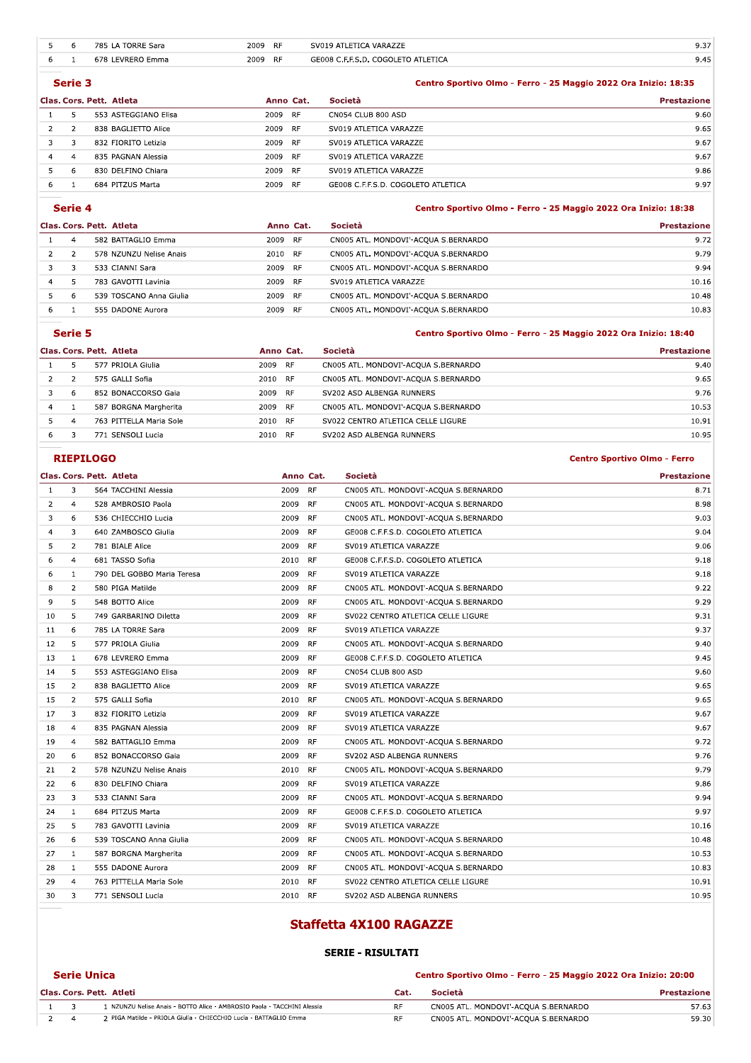| Clas. | Cors. | Pett. | Atleta | Anno | Cat. | Società | Prestazione |
|---|---|---|---|---|---|---|---|
| 5 | 6 | 785 | LA TORRE Sara | 2009 | RF | SV019 ATLETICA VARAZZE | 9.37 |
| 6 | 1 | 678 | LEVRERO Emma | 2009 | RF | GE008 C.F.F.S.D. COGOLETO ATLETICA | 9.45 |

## Serie 3

Centro Sportivo Olmo - Ferro - 25 Maggio 2022 Ora Inizio: 18:35

| Clas. | Cors. | Pett. | Atleta | Anno | Cat. | Società | Prestazione |
|---|---|---|---|---|---|---|---|
| 1 | 5 | 553 | ASTEGGIANO Elisa | 2009 | RF | CN054 CLUB 800 ASD | 9.60 |
| 2 | 2 | 838 | BAGLIETTO Alice | 2009 | RF | SV019 ATLETICA VARAZZE | 9.65 |
| 3 | 3 | 832 | FIORITO Letizia | 2009 | RF | SV019 ATLETICA VARAZZE | 9.67 |
| 4 | 4 | 835 | PAGNAN Alessia | 2009 | RF | SV019 ATLETICA VARAZZE | 9.67 |
| 5 | 6 | 830 | DELFINO Chiara | 2009 | RF | SV019 ATLETICA VARAZZE | 9.86 |
| 6 | 1 | 684 | PITZUS Marta | 2009 | RF | GE008 C.F.F.S.D. COGOLETO ATLETICA | 9.97 |

## Serie 4

Centro Sportivo Olmo - Ferro - 25 Maggio 2022 Ora Inizio: 18:38

| Clas. | Cors. | Pett. | Atleta | Anno | Cat. | Società | Prestazione |
|---|---|---|---|---|---|---|---|
| 1 | 4 | 582 | BATTAGLIO Emma | 2009 | RF | CN005 ATL. MONDOVI'-ACQUA S.BERNARDO | 9.72 |
| 2 | 2 | 578 | NZUNZU Nelise Anais | 2010 | RF | CN005 ATL. MONDOVI'-ACQUA S.BERNARDO | 9.79 |
| 3 | 3 | 533 | CIANNI Sara | 2009 | RF | CN005 ATL. MONDOVI'-ACQUA S.BERNARDO | 9.94 |
| 4 | 5 | 783 | GAVOTTI Lavinia | 2009 | RF | SV019 ATLETICA VARAZZE | 10.16 |
| 5 | 6 | 539 | TOSCANO Anna Giulia | 2009 | RF | CN005 ATL. MONDOVI'-ACQUA S.BERNARDO | 10.48 |
| 6 | 1 | 555 | DADONE Aurora | 2009 | RF | CN005 ATL. MONDOVI'-ACQUA S.BERNARDO | 10.83 |

## Serie 5

Centro Sportivo Olmo - Ferro - 25 Maggio 2022 Ora Inizio: 18:40

| Clas. | Cors. | Pett. | Atleta | Anno | Cat. | Società | Prestazione |
|---|---|---|---|---|---|---|---|
| 1 | 5 | 577 | PRIOLA Giulia | 2009 | RF | CN005 ATL. MONDOVI'-ACQUA S.BERNARDO | 9.40 |
| 2 | 2 | 575 | GALLI Sofia | 2010 | RF | CN005 ATL. MONDOVI'-ACQUA S.BERNARDO | 9.65 |
| 3 | 6 | 852 | BONACCORSO Gaia | 2009 | RF | SV202 ASD ALBENGA RUNNERS | 9.76 |
| 4 | 1 | 587 | BORGNA Margherita | 2009 | RF | CN005 ATL. MONDOVI'-ACQUA S.BERNARDO | 10.53 |
| 5 | 4 | 763 | PITTELLA Maria Sole | 2010 | RF | SV022 CENTRO ATLETICA CELLE LIGURE | 10.91 |
| 6 | 3 | 771 | SENSOLI Lucia | 2010 | RF | SV202 ASD ALBENGA RUNNERS | 10.95 |

## RIEPILOGO

Centro Sportivo Olmo - Ferro

| Clas. | Cors. | Pett. | Atleta | Anno | Cat. | Società | Prestazione |
|---|---|---|---|---|---|---|---|
| 1 | 3 | 564 | TACCHINI Alessia | 2009 | RF | CN005 ATL. MONDOVI'-ACQUA S.BERNARDO | 8.71 |
| 2 | 4 | 528 | AMBROSIO Paola | 2009 | RF | CN005 ATL. MONDOVI'-ACQUA S.BERNARDO | 8.98 |
| 3 | 6 | 536 | CHIECCHIO Lucia | 2009 | RF | CN005 ATL. MONDOVI'-ACQUA S.BERNARDO | 9.03 |
| 4 | 3 | 640 | ZAMBOSCO Giulia | 2009 | RF | GE008 C.F.F.S.D. COGOLETO ATLETICA | 9.04 |
| 5 | 2 | 781 | BIALE Alice | 2009 | RF | SV019 ATLETICA VARAZZE | 9.06 |
| 6 | 4 | 681 | TASSO Sofia | 2010 | RF | GE008 C.F.F.S.D. COGOLETO ATLETICA | 9.18 |
| 6 | 1 | 790 | DEL GOBBO Maria Teresa | 2009 | RF | SV019 ATLETICA VARAZZE | 9.18 |
| 8 | 2 | 580 | PIGA Matilde | 2009 | RF | CN005 ATL. MONDOVI'-ACQUA S.BERNARDO | 9.22 |
| 9 | 5 | 548 | BOTTO Alice | 2009 | RF | CN005 ATL. MONDOVI'-ACQUA S.BERNARDO | 9.29 |
| 10 | 5 | 749 | GARBARINO Diletta | 2009 | RF | SV022 CENTRO ATLETICA CELLE LIGURE | 9.31 |
| 11 | 6 | 785 | LA TORRE Sara | 2009 | RF | SV019 ATLETICA VARAZZE | 9.37 |
| 12 | 5 | 577 | PRIOLA Giulia | 2009 | RF | CN005 ATL. MONDOVI'-ACQUA S.BERNARDO | 9.40 |
| 13 | 1 | 678 | LEVRERO Emma | 2009 | RF | GE008 C.F.F.S.D. COGOLETO ATLETICA | 9.45 |
| 14 | 5 | 553 | ASTEGGIANO Elisa | 2009 | RF | CN054 CLUB 800 ASD | 9.60 |
| 15 | 2 | 838 | BAGLIETTO Alice | 2009 | RF | SV019 ATLETICA VARAZZE | 9.65 |
| 15 | 2 | 575 | GALLI Sofia | 2010 | RF | CN005 ATL. MONDOVI'-ACQUA S.BERNARDO | 9.65 |
| 17 | 3 | 832 | FIORITO Letizia | 2009 | RF | SV019 ATLETICA VARAZZE | 9.67 |
| 18 | 4 | 835 | PAGNAN Alessia | 2009 | RF | SV019 ATLETICA VARAZZE | 9.67 |
| 19 | 4 | 582 | BATTAGLIO Emma | 2009 | RF | CN005 ATL. MONDOVI'-ACQUA S.BERNARDO | 9.72 |
| 20 | 6 | 852 | BONACCORSO Gaia | 2009 | RF | SV202 ASD ALBENGA RUNNERS | 9.76 |
| 21 | 2 | 578 | NZUNZU Nelise Anais | 2010 | RF | CN005 ATL. MONDOVI'-ACQUA S.BERNARDO | 9.79 |
| 22 | 6 | 830 | DELFINO Chiara | 2009 | RF | SV019 ATLETICA VARAZZE | 9.86 |
| 23 | 3 | 533 | CIANNI Sara | 2009 | RF | CN005 ATL. MONDOVI'-ACQUA S.BERNARDO | 9.94 |
| 24 | 1 | 684 | PITZUS Marta | 2009 | RF | GE008 C.F.F.S.D. COGOLETO ATLETICA | 9.97 |
| 25 | 5 | 783 | GAVOTTI Lavinia | 2009 | RF | SV019 ATLETICA VARAZZE | 10.16 |
| 26 | 6 | 539 | TOSCANO Anna Giulia | 2009 | RF | CN005 ATL. MONDOVI'-ACQUA S.BERNARDO | 10.48 |
| 27 | 1 | 587 | BORGNA Margherita | 2009 | RF | CN005 ATL. MONDOVI'-ACQUA S.BERNARDO | 10.53 |
| 28 | 1 | 555 | DADONE Aurora | 2009 | RF | CN005 ATL. MONDOVI'-ACQUA S.BERNARDO | 10.83 |
| 29 | 4 | 763 | PITTELLA Maria Sole | 2010 | RF | SV022 CENTRO ATLETICA CELLE LIGURE | 10.91 |
| 30 | 3 | 771 | SENSOLI Lucia | 2010 | RF | SV202 ASD ALBENGA RUNNERS | 10.95 |

# Staffetta 4X100 RAGAZZE

### SERIE - RISULTATI

## Serie Unica

Centro Sportivo Olmo - Ferro - 25 Maggio 2022 Ora Inizio: 20:00

| Clas. | Cors. | Pett. | Atleti | Cat. | Società | Prestazione |
|---|---|---|---|---|---|---|
| 1 | 3 | 1 | NZUNZU Nelise Anais - BOTTO Alice - AMBROSIO Paola - TACCHINI Alessia | RF | CN005 ATL. MONDOVI'-ACQUA S.BERNARDO | 57.63 |
| 2 | 4 | 2 | PIGA Matilde - PRIOLA Giulia - CHIECCHIO Lucia - BATTAGLIO Emma | RF | CN005 ATL. MONDOVI'-ACQUA S.BERNARDO | 59.30 |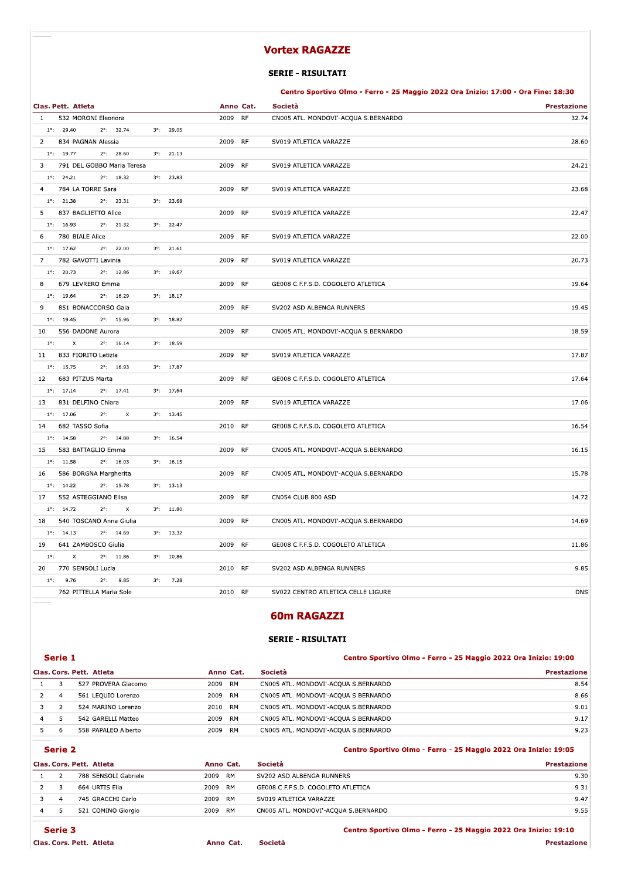## Vortex RAGAZZE

### SERIE - RISULTATI

**Centro Sportivo Olmo - Ferro - 25 Maggio 2022 Ora Inizio: 17:00 - Ora Fine: 18:30**

| Clas. | Pett. | Atleta | Anno | Cat. | Società | Prestazione |
|---|---|---|---|---|---|---|
| 1 | 532 | MORONI Eleonora | 2009 | RF | CN005 ATL. MONDOVI'-ACQUA S.BERNARDO | 32.74 |
| | | 1°: 29.40 2°: 32.74 3°: 29.05 | | | | |
| 2 | 834 | PAGNAN Alessia | 2009 | RF | SV019 ATLETICA VARAZZE | 28.60 |
| | | 1°: 19.77 2°: 28.60 3°: 21.13 | | | | |
| 3 | 791 | DEL GOBBO Maria Teresa | 2009 | RF | SV019 ATLETICA VARAZZE | 24.21 |
| | | 1°: 24.21 2°: 18.32 3°: 23.83 | | | | |
| 4 | 784 | LA TORRE Sara | 2009 | RF | SV019 ATLETICA VARAZZE | 23.68 |
| | | 1°: 21.38 2°: 23.31 3°: 23.68 | | | | |
| 5 | 837 | BAGLIETTO Alice | 2009 | RF | SV019 ATLETICA VARAZZE | 22.47 |
| | | 1°: 16.93 2°: 21.32 3°: 22.47 | | | | |
| 6 | 780 | BIALE Alice | 2009 | RF | SV019 ATLETICA VARAZZE | 22.00 |
| | | 1°: 17.62 2°: 22.00 3°: 21.61 | | | | |
| 7 | 782 | GAVOTTI Lavinia | 2009 | RF | SV019 ATLETICA VARAZZE | 20.73 |
| | | 1°: 20.73 2°: 12.86 3°: 19.67 | | | | |
| 8 | 679 | LEVRERO Emma | 2009 | RF | GE008 C.F.F.S.D. COGOLETO ATLETICA | 19.64 |
| | | 1°: 19.64 2°: 16.29 3°: 18.17 | | | | |
| 9 | 851 | BONACCORSO Gaia | 2009 | RF | SV202 ASD ALBENGA RUNNERS | 19.45 |
| | | 1°: 19.45 2°: 15.96 3°: 18.82 | | | | |
| 10 | 556 | DADONE Aurora | 2009 | RF | CN005 ATL. MONDOVI'-ACQUA S.BERNARDO | 18.59 |
| | | 1°: X 2°: 16.14 3°: 18.59 | | | | |
| 11 | 833 | FIORITO Letizia | 2009 | RF | SV019 ATLETICA VARAZZE | 17.87 |
| | | 1°: 15.75 2°: 16.93 3°: 17.87 | | | | |
| 12 | 683 | PITZUS Marta | 2009 | RF | GE008 C.F.F.S.D. COGOLETO ATLETICA | 17.64 |
| | | 1°: 17.14 2°: 17.41 3°: 17.64 | | | | |
| 13 | 831 | DELFINO Chiara | 2009 | RF | SV019 ATLETICA VARAZZE | 17.06 |
| | | 1°: 17.06 2°: X 3°: 13.45 | | | | |
| 14 | 682 | TASSO Sofia | 2010 | RF | GE008 C.F.F.S.D. COGOLETO ATLETICA | 16.54 |
| | | 1°: 14.58 2°: 14.88 3°: 16.54 | | | | |
| 15 | 583 | BATTAGLIO Emma | 2009 | RF | CN005 ATL. MONDOVI'-ACQUA S.BERNARDO | 16.15 |
| | | 1°: 11.58 2°: 16.03 3°: 16.15 | | | | |
| 16 | 586 | BORGNA Margherita | 2009 | RF | CN005 ATL. MONDOVI'-ACQUA S.BERNARDO | 15.78 |
| | | 1°: 14.22 2°: 15.78 3°: 13.13 | | | | |
| 17 | 552 | ASTEGGIANO Elisa | 2009 | RF | CN054 CLUB 800 ASD | 14.72 |
| | | 1°: 14.72 2°: X 3°: 11.80 | | | | |
| 18 | 540 | TOSCANO Anna Giulia | 2009 | RF | CN005 ATL. MONDOVI'-ACQUA S.BERNARDO | 14.69 |
| | | 1°: 14.13 2°: 14.69 3°: 13.32 | | | | |
| 19 | 641 | ZAMBOSCO Giulia | 2009 | RF | GE008 C.F.F.S.D. COGOLETO ATLETICA | 11.86 |
| | | 1°: X 2°: 11.86 3°: 10.86 | | | | |
| 20 | 770 | SENSOLI Lucia | 2010 | RF | SV202 ASD ALBENGA RUNNERS | 9.85 |
| | | 1°: 9.76 2°: 9.85 3°: 7.28 | | | | |
| | 762 | PITTELLA Maria Sole | 2010 | RF | SV022 CENTRO ATLETICA CELLE LIGURE | DNS |

## 60m RAGAZZI

### SERIE - RISULTATI

**Serie 1**

**Centro Sportivo Olmo - Ferro - 25 Maggio 2022 Ora Inizio: 19:00**

| Clas. | Cors. | Pett. | Atleta | Anno | Cat. | Società | Prestazione |
|---|---|---|---|---|---|---|---|
| 1 | 3 | 527 | PROVERA Giacomo | 2009 | RM | CN005 ATL. MONDOVI'-ACQUA S.BERNARDO | 8.54 |
| 2 | 4 | 561 | LEQUIO Lorenzo | 2009 | RM | CN005 ATL. MONDOVI'-ACQUA S.BERNARDO | 8.66 |
| 3 | 2 | 524 | MARINO Lorenzo | 2010 | RM | CN005 ATL. MONDOVI'-ACQUA S.BERNARDO | 9.01 |
| 4 | 5 | 542 | GARELLI Matteo | 2009 | RM | CN005 ATL. MONDOVI'-ACQUA S.BERNARDO | 9.17 |
| 5 | 6 | 558 | PAPALEO Alberto | 2009 | RM | CN005 ATL. MONDOVI'-ACQUA S.BERNARDO | 9.23 |

**Serie 2**

**Centro Sportivo Olmo - Ferro - 25 Maggio 2022 Ora Inizio: 19:05**

| Clas. | Cors. | Pett. | Atleta | Anno | Cat. | Società | Prestazione |
|---|---|---|---|---|---|---|---|
| 1 | 2 | 788 | SENSOLI Gabriele | 2009 | RM | SV202 ASD ALBENGA RUNNERS | 9.30 |
| 2 | 3 | 664 | URTIS Elia | 2009 | RM | GE008 C.F.F.S.D. COGOLETO ATLETICA | 9.31 |
| 3 | 4 | 745 | GRACCHI Carlo | 2009 | RM | SV019 ATLETICA VARAZZE | 9.47 |
| 4 | 5 | 521 | COMINO Giorgio | 2009 | RM | CN005 ATL. MONDOVI'-ACQUA S.BERNARDO | 9.55 |

**Serie 3**

**Centro Sportivo Olmo - Ferro - 25 Maggio 2022 Ora Inizio: 19:10**

| Clas. | Cors. | Pett. | Atleta | Anno | Cat. | Società | Prestazione |
|---|---|---|---|---|---|---|---|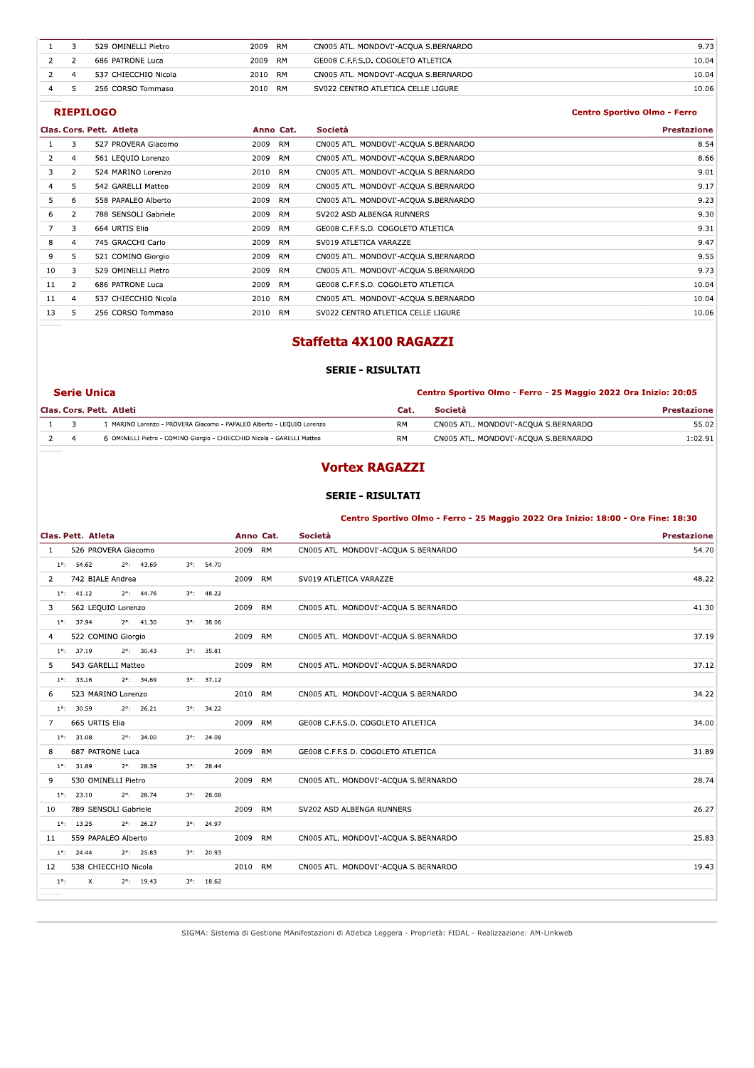| | | | | | | |
|---|---|---|---|---|---|---|
| 1 | 3 | 529 OMINELLI Pietro | 2009 | RM | CN005 ATL. MONDOVI'-ACQUA S.BERNARDO | 9.73 |
| 2 | 2 | 686 PATRONE Luca | 2009 | RM | GE008 C.F.S.D. COGOLETO ATLETICA | 10.04 |
| 2 | 4 | 537 CHIECCHIO Nicola | 2010 | RM | CN005 ATL. MONDOVI'-ACQUA S.BERNARDO | 10.04 |
| 4 | 5 | 256 CORSO Tommaso | 2010 | RM | SV022 CENTRO ATLETICA CELLE LIGURE | 10.06 |

## RIEPILOGO

**Centro Sportivo Olmo - Ferro**

| Clas. | Cors. | Pett. Atleta | Anno | Cat. | Società | Prestazione |
|---|---|---|---|---|---|---|
| 1 | 3 | 527 PROVERA Giacomo | 2009 | RM | CN005 ATL. MONDOVI'-ACQUA S.BERNARDO | 8.54 |
| 2 | 4 | 561 LEQUIO Lorenzo | 2009 | RM | CN005 ATL. MONDOVI'-ACQUA S.BERNARDO | 8.66 |
| 3 | 2 | 524 MARINO Lorenzo | 2010 | RM | CN005 ATL. MONDOVI'-ACQUA S.BERNARDO | 9.01 |
| 4 | 5 | 542 GARELLI Matteo | 2009 | RM | CN005 ATL. MONDOVI'-ACQUA S.BERNARDO | 9.17 |
| 5 | 6 | 558 PAPALEO Alberto | 2009 | RM | CN005 ATL. MONDOVI'-ACQUA S.BERNARDO | 9.23 |
| 6 | 2 | 788 SENSOLI Gabriele | 2009 | RM | SV202 ASD ALBENGA RUNNERS | 9.30 |
| 7 | 3 | 664 URTIS Elia | 2009 | RM | GE008 C.F.S.D. COGOLETO ATLETICA | 9.31 |
| 8 | 4 | 745 GRACCHI Carlo | 2009 | RM | SV019 ATLETICA VARAZZE | 9.47 |
| 9 | 5 | 521 COMINO Giorgio | 2009 | RM | CN005 ATL. MONDOVI'-ACQUA S.BERNARDO | 9.55 |
| 10 | 3 | 529 OMINELLI Pietro | 2009 | RM | CN005 ATL. MONDOVI'-ACQUA S.BERNARDO | 9.73 |
| 11 | 2 | 686 PATRONE Luca | 2009 | RM | GE008 C.F.S.D. COGOLETO ATLETICA | 10.04 |
| 11 | 4 | 537 CHIECCHIO Nicola | 2010 | RM | CN005 ATL. MONDOVI'-ACQUA S.BERNARDO | 10.04 |
| 13 | 5 | 256 CORSO Tommaso | 2010 | RM | SV022 CENTRO ATLETICA CELLE LIGURE | 10.06 |

# Staffetta 4X100 RAGAZZI

### SERIE - RISULTATI

## Serie Unica

**Centro Sportivo Olmo - Ferro - 25 Maggio 2022 Ora Inizio: 20:05**

| Clas. | Cors. | Pett. Atleti | Cat. | Società | Prestazione |
|---|---|---|---|---|---|
| 1 | 3 | 1 MARINO Lorenzo - PROVERA Giacomo - PAPALEO Alberto - LEQUIO Lorenzo | RM | CN005 ATL. MONDOVI'-ACQUA S.BERNARDO | 55.02 |
| 2 | 4 | 6 OMINELLI Pietro - COMINO Giorgio - CHIECCHIO Nicola - GARELLI Matteo | RM | CN005 ATL. MONDOVI'-ACQUA S.BERNARDO | 1:02.91 |

# Vortex RAGAZZI

### SERIE - RISULTATI

**Centro Sportivo Olmo - Ferro - 25 Maggio 2022 Ora Inizio: 18:00 - Ora Fine: 18:30**

| Clas. | Pett. Atleta | Anno | Cat. | Società | Prestazione |
|---|---|---|---|---|---|
| 1 | 526 PROVERA Giacomo | 2009 | RM | CN005 ATL. MONDOVI'-ACQUA S.BERNARDO | 54.70 |
| | 1°: 54.62 2°: 43.69 3°: 54.70 | | | | |
| 2 | 742 BIALE Andrea | 2009 | RM | SV019 ATLETICA VARAZZE | 48.22 |
| | 1°: 41.12 2°: 44.76 3°: 48.22 | | | | |
| 3 | 562 LEQUIO Lorenzo | 2009 | RM | CN005 ATL. MONDOVI'-ACQUA S.BERNARDO | 41.30 |
| | 1°: 37.94 2°: 41.30 3°: 38.06 | | | | |
| 4 | 522 COMINO Giorgio | 2009 | RM | CN005 ATL. MONDOVI'-ACQUA S.BERNARDO | 37.19 |
| | 1°: 37.19 2°: 30.43 3°: 35.81 | | | | |
| 5 | 543 GARELLI Matteo | 2009 | RM | CN005 ATL. MONDOVI'-ACQUA S.BERNARDO | 37.12 |
| | 1°: 33.16 2°: 34.69 3°: 37.12 | | | | |
| 6 | 523 MARINO Lorenzo | 2010 | RM | CN005 ATL. MONDOVI'-ACQUA S.BERNARDO | 34.22 |
| | 1°: 30.59 2°: 26.21 3°: 34.22 | | | | |
| 7 | 665 URTIS Elia | 2009 | RM | GE008 C.F.S.D. COGOLETO ATLETICA | 34.00 |
| | 1°: 31.08 2°: 34.00 3°: 24.08 | | | | |
| 8 | 687 PATRONE Luca | 2009 | RM | GE008 C.F.S.D. COGOLETO ATLETICA | 31.89 |
| | 1°: 31.89 2°: 28.39 3°: 28.44 | | | | |
| 9 | 530 OMINELLI Pietro | 2009 | RM | CN005 ATL. MONDOVI'-ACQUA S.BERNARDO | 28.74 |
| | 1°: 23.10 2°: 28.74 3°: 28.08 | | | | |
| 10 | 789 SENSOLI Gabriele | 2009 | RM | SV202 ASD ALBENGA RUNNERS | 26.27 |
| | 1°: 13.25 2°: 26.27 3°: 24.97 | | | | |
| 11 | 559 PAPALEO Alberto | 2009 | RM | CN005 ATL. MONDOVI'-ACQUA S.BERNARDO | 25.83 |
| | 1°: 24.44 2°: 25.83 3°: 20.93 | | | | |
| 12 | 538 CHIECCHIO Nicola | 2010 | RM | CN005 ATL. MONDOVI'-ACQUA S.BERNARDO | 19.43 |
| | 1°: X 2°: 19.43 3°: 18.62 | | | | |

SIGMA: Sistema di Gestione MAnifestazioni di Atletica Leggera - Proprietà: FIDAL - Realizzazione: AM-Linkweb